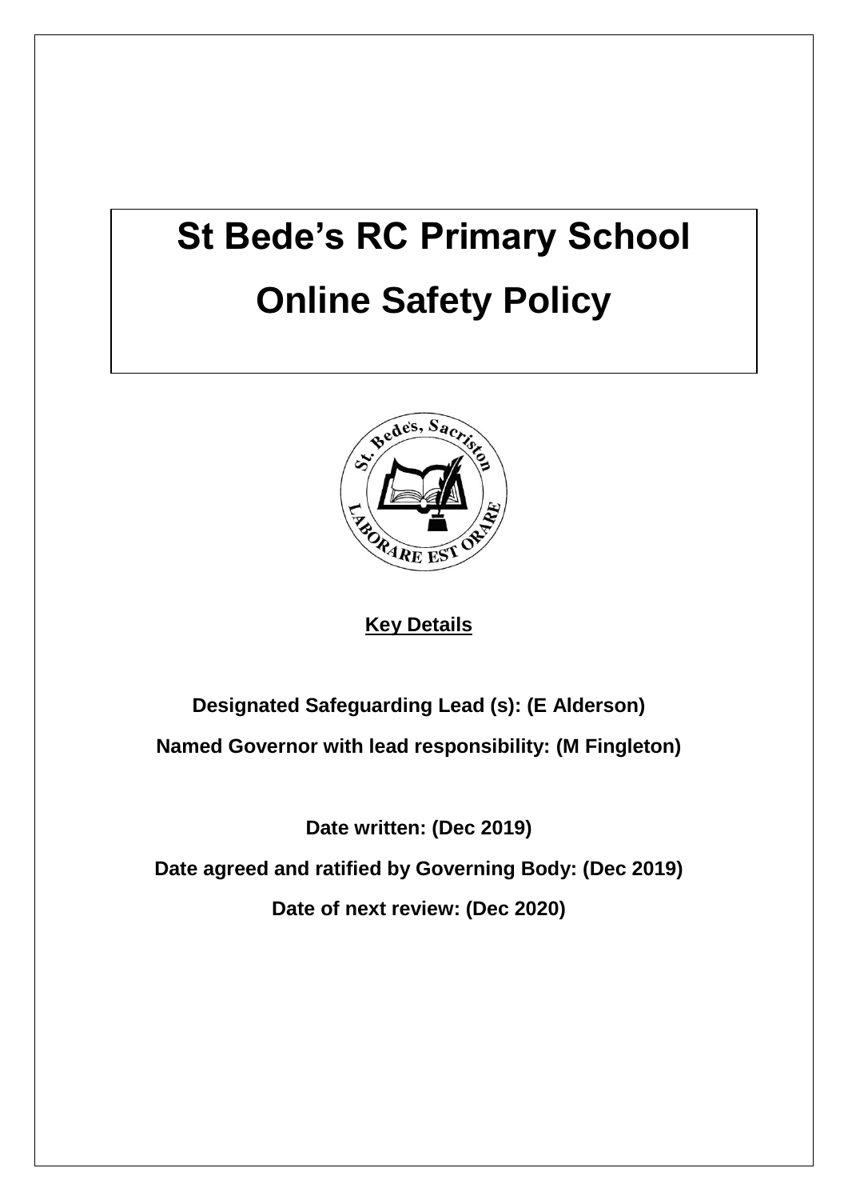# St Bede's RC Primary School

# Online Safety Policy

**Key Details**

**Designated Safeguarding Lead (s): (E Alderson)**

**Named Governor with lead responsibility: (M Fingleton)**

**Date written: (Dec 2019)**

**Date agreed and ratified by Governing Body: (Dec 2019)**

**Date of next review: (Dec 2020)**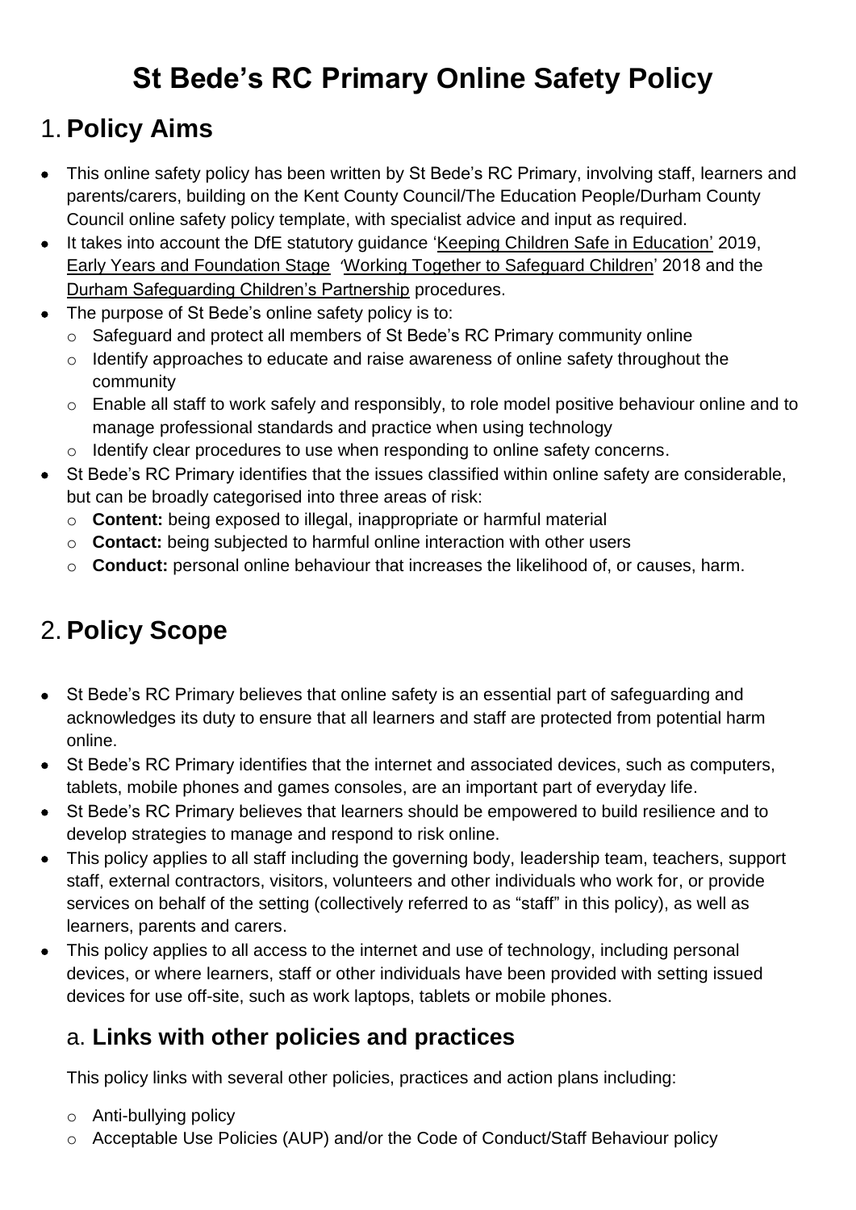# St Bede's RC Primary Online Safety Policy

## 1. Policy Aims

- This online safety policy has been written by St Bede's RC Primary, involving staff, learners and parents/carers, building on the Kent County Council/The Education People/Durham County Council online safety policy template, with specialist advice and input as required.
- It takes into account the DfE statutory guidance 'Keeping Children Safe in Education' 2019, Early Years and Foundation Stage 'Working Together to Safeguard Children' 2018 and the Durham Safeguarding Children's Partnership procedures.
- The purpose of St Bede's online safety policy is to:
  - Safeguard and protect all members of St Bede's RC Primary community online
  - Identify approaches to educate and raise awareness of online safety throughout the community
  - Enable all staff to work safely and responsibly, to role model positive behaviour online and to manage professional standards and practice when using technology
  - Identify clear procedures to use when responding to online safety concerns.
- St Bede's RC Primary identifies that the issues classified within online safety are considerable, but can be broadly categorised into three areas of risk:
  - **Content:** being exposed to illegal, inappropriate or harmful material
  - **Contact:** being subjected to harmful online interaction with other users
  - **Conduct:** personal online behaviour that increases the likelihood of, or causes, harm.

## 2. Policy Scope

- St Bede's RC Primary believes that online safety is an essential part of safeguarding and acknowledges its duty to ensure that all learners and staff are protected from potential harm online.
- St Bede's RC Primary identifies that the internet and associated devices, such as computers, tablets, mobile phones and games consoles, are an important part of everyday life.
- St Bede's RC Primary believes that learners should be empowered to build resilience and to develop strategies to manage and respond to risk online.
- This policy applies to all staff including the governing body, leadership team, teachers, support staff, external contractors, visitors, volunteers and other individuals who work for, or provide services on behalf of the setting (collectively referred to as "staff" in this policy), as well as learners, parents and carers.
- This policy applies to all access to the internet and use of technology, including personal devices, or where learners, staff or other individuals have been provided with setting issued devices for use off-site, such as work laptops, tablets or mobile phones.

### a. Links with other policies and practices

This policy links with several other policies, practices and action plans including:

- Anti-bullying policy
- Acceptable Use Policies (AUP) and/or the Code of Conduct/Staff Behaviour policy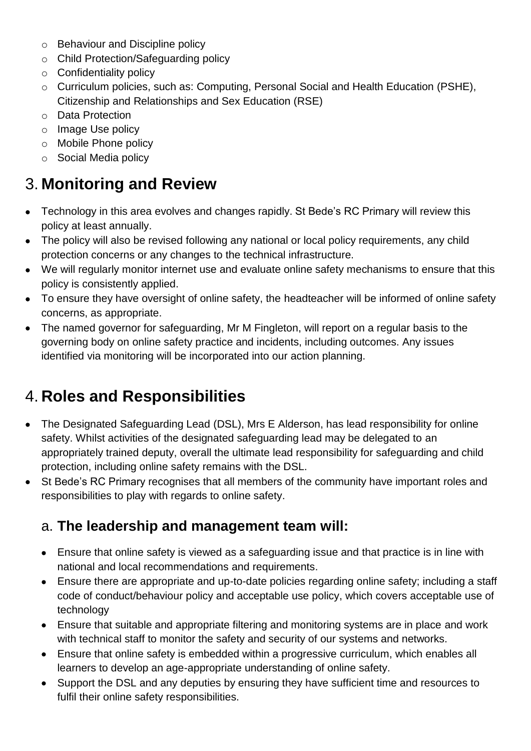- Behaviour and Discipline policy
- Child Protection/Safeguarding policy
- Confidentiality policy
- Curriculum policies, such as: Computing, Personal Social and Health Education (PSHE), Citizenship and Relationships and Sex Education (RSE)
- Data Protection
- Image Use policy
- Mobile Phone policy
- Social Media policy

# 3. **Monitoring and Review**

- Technology in this area evolves and changes rapidly. St Bede's RC Primary will review this policy at least annually.
- The policy will also be revised following any national or local policy requirements, any child protection concerns or any changes to the technical infrastructure.
- We will regularly monitor internet use and evaluate online safety mechanisms to ensure that this policy is consistently applied.
- To ensure they have oversight of online safety, the headteacher will be informed of online safety concerns, as appropriate.
- The named governor for safeguarding, Mr M Fingleton, will report on a regular basis to the governing body on online safety practice and incidents, including outcomes. Any issues identified via monitoring will be incorporated into our action planning.

# 4. **Roles and Responsibilities**

- The Designated Safeguarding Lead (DSL), Mrs E Alderson, has lead responsibility for online safety. Whilst activities of the designated safeguarding lead may be delegated to an appropriately trained deputy, overall the ultimate lead responsibility for safeguarding and child protection, including online safety remains with the DSL.
- St Bede's RC Primary recognises that all members of the community have important roles and responsibilities to play with regards to online safety.

## a. **The leadership and management team will:**

- Ensure that online safety is viewed as a safeguarding issue and that practice is in line with national and local recommendations and requirements.
- Ensure there are appropriate and up-to-date policies regarding online safety; including a staff code of conduct/behaviour policy and acceptable use policy, which covers acceptable use of technology
- Ensure that suitable and appropriate filtering and monitoring systems are in place and work with technical staff to monitor the safety and security of our systems and networks.
- Ensure that online safety is embedded within a progressive curriculum, which enables all learners to develop an age-appropriate understanding of online safety.
- Support the DSL and any deputies by ensuring they have sufficient time and resources to fulfil their online safety responsibilities.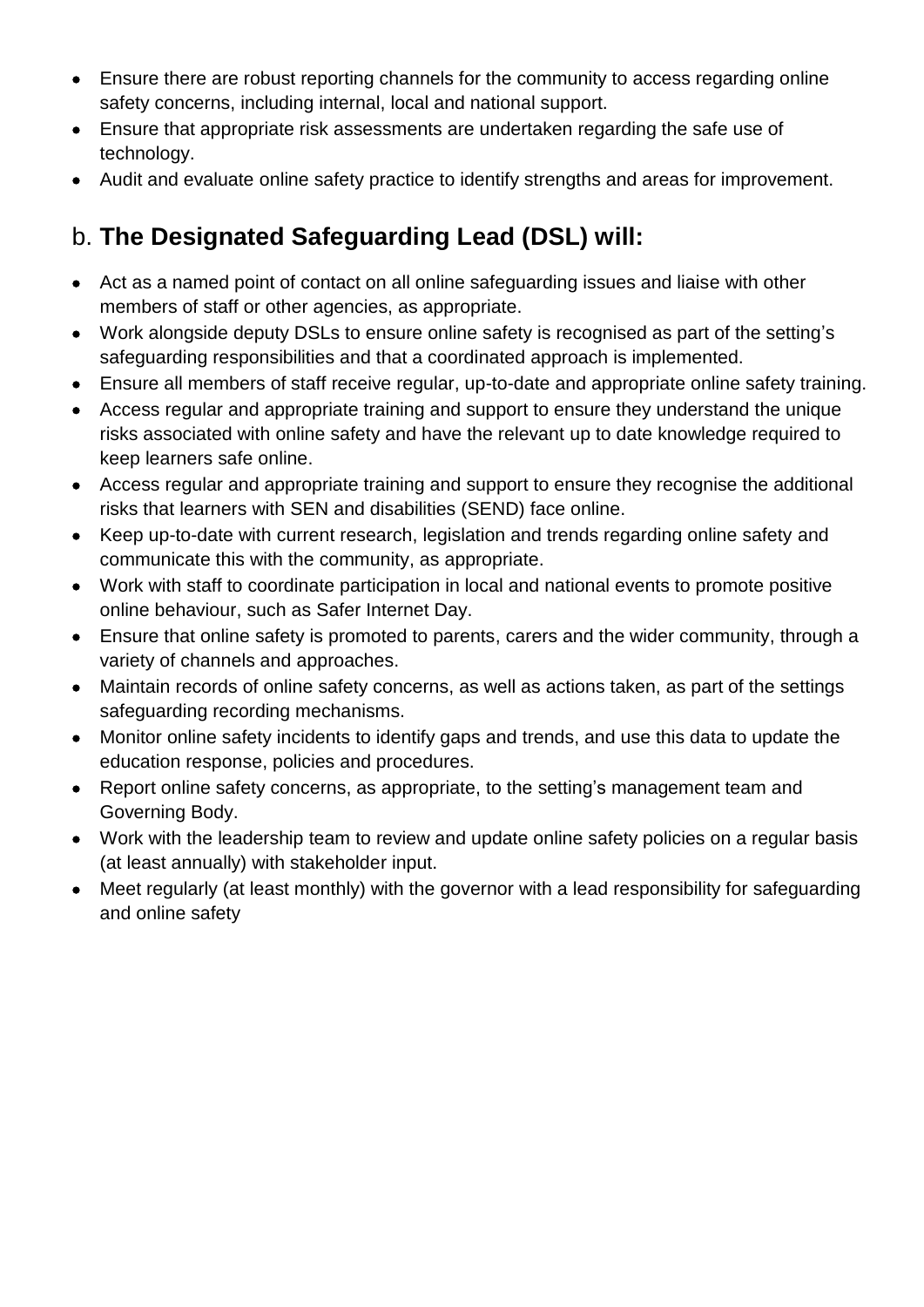- Ensure there are robust reporting channels for the community to access regarding online safety concerns, including internal, local and national support.
- Ensure that appropriate risk assessments are undertaken regarding the safe use of technology.
- Audit and evaluate online safety practice to identify strengths and areas for improvement.

## b. **The Designated Safeguarding Lead (DSL) will:**

- Act as a named point of contact on all online safeguarding issues and liaise with other members of staff or other agencies, as appropriate.
- Work alongside deputy DSLs to ensure online safety is recognised as part of the setting's safeguarding responsibilities and that a coordinated approach is implemented.
- Ensure all members of staff receive regular, up-to-date and appropriate online safety training.
- Access regular and appropriate training and support to ensure they understand the unique risks associated with online safety and have the relevant up to date knowledge required to keep learners safe online.
- Access regular and appropriate training and support to ensure they recognise the additional risks that learners with SEN and disabilities (SEND) face online.
- Keep up-to-date with current research, legislation and trends regarding online safety and communicate this with the community, as appropriate.
- Work with staff to coordinate participation in local and national events to promote positive online behaviour, such as Safer Internet Day.
- Ensure that online safety is promoted to parents, carers and the wider community, through a variety of channels and approaches.
- Maintain records of online safety concerns, as well as actions taken, as part of the settings safeguarding recording mechanisms.
- Monitor online safety incidents to identify gaps and trends, and use this data to update the education response, policies and procedures.
- Report online safety concerns, as appropriate, to the setting's management team and Governing Body.
- Work with the leadership team to review and update online safety policies on a regular basis (at least annually) with stakeholder input.
- Meet regularly (at least monthly) with the governor with a lead responsibility for safeguarding and online safety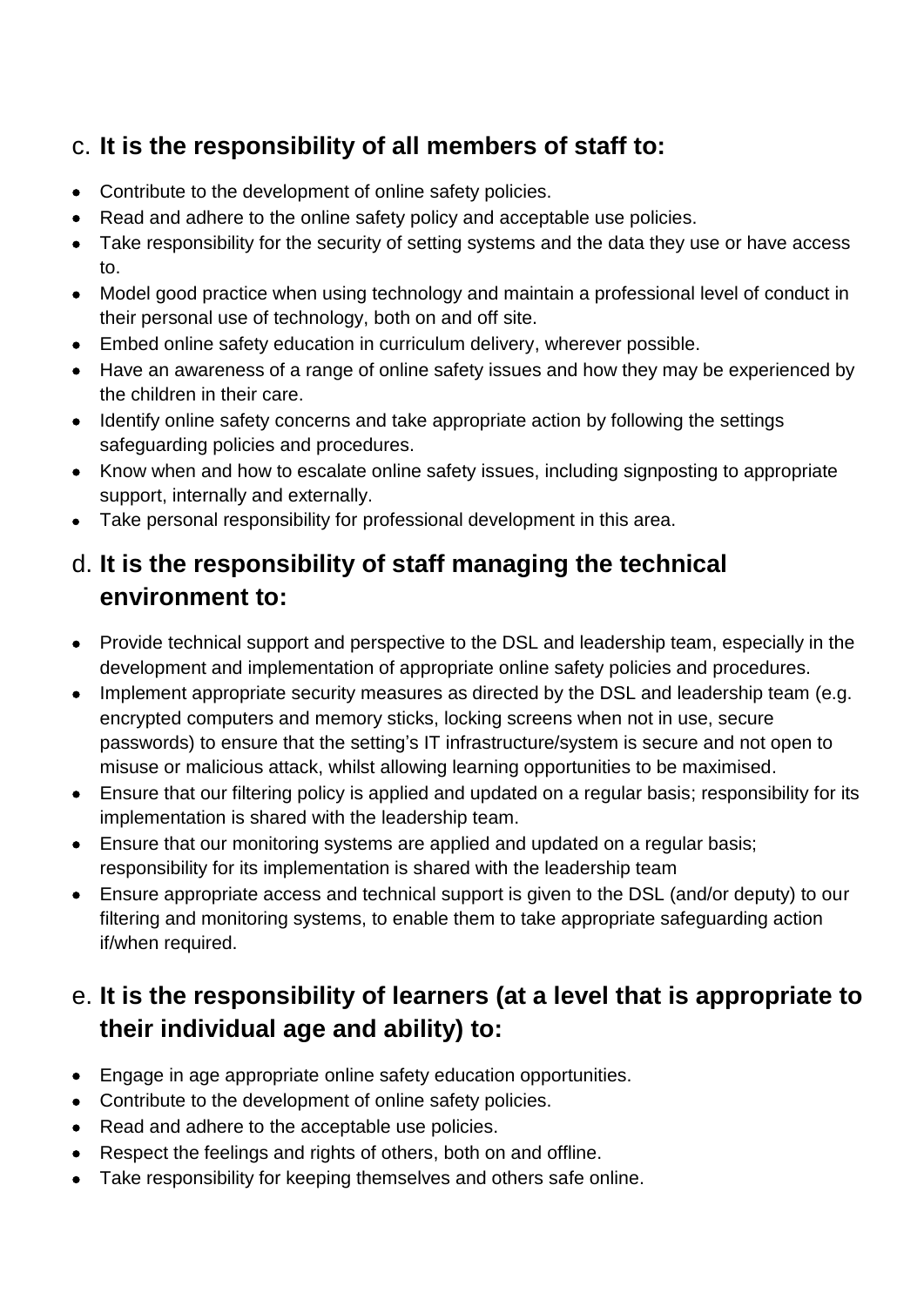## c. **It is the responsibility of all members of staff to:**

- Contribute to the development of online safety policies.
- Read and adhere to the online safety policy and acceptable use policies.
- Take responsibility for the security of setting systems and the data they use or have access to.
- Model good practice when using technology and maintain a professional level of conduct in their personal use of technology, both on and off site.
- Embed online safety education in curriculum delivery, wherever possible.
- Have an awareness of a range of online safety issues and how they may be experienced by the children in their care.
- Identify online safety concerns and take appropriate action by following the settings safeguarding policies and procedures.
- Know when and how to escalate online safety issues, including signposting to appropriate support, internally and externally.
- Take personal responsibility for professional development in this area.

## d. **It is the responsibility of staff managing the technical environment to:**

- Provide technical support and perspective to the DSL and leadership team, especially in the development and implementation of appropriate online safety policies and procedures.
- Implement appropriate security measures as directed by the DSL and leadership team (e.g. encrypted computers and memory sticks, locking screens when not in use, secure passwords) to ensure that the setting's IT infrastructure/system is secure and not open to misuse or malicious attack, whilst allowing learning opportunities to be maximised.
- Ensure that our filtering policy is applied and updated on a regular basis; responsibility for its implementation is shared with the leadership team.
- Ensure that our monitoring systems are applied and updated on a regular basis; responsibility for its implementation is shared with the leadership team
- Ensure appropriate access and technical support is given to the DSL (and/or deputy) to our filtering and monitoring systems, to enable them to take appropriate safeguarding action if/when required.

## e. **It is the responsibility of learners (at a level that is appropriate to their individual age and ability) to:**

- Engage in age appropriate online safety education opportunities.
- Contribute to the development of online safety policies.
- Read and adhere to the acceptable use policies.
- Respect the feelings and rights of others, both on and offline.
- Take responsibility for keeping themselves and others safe online.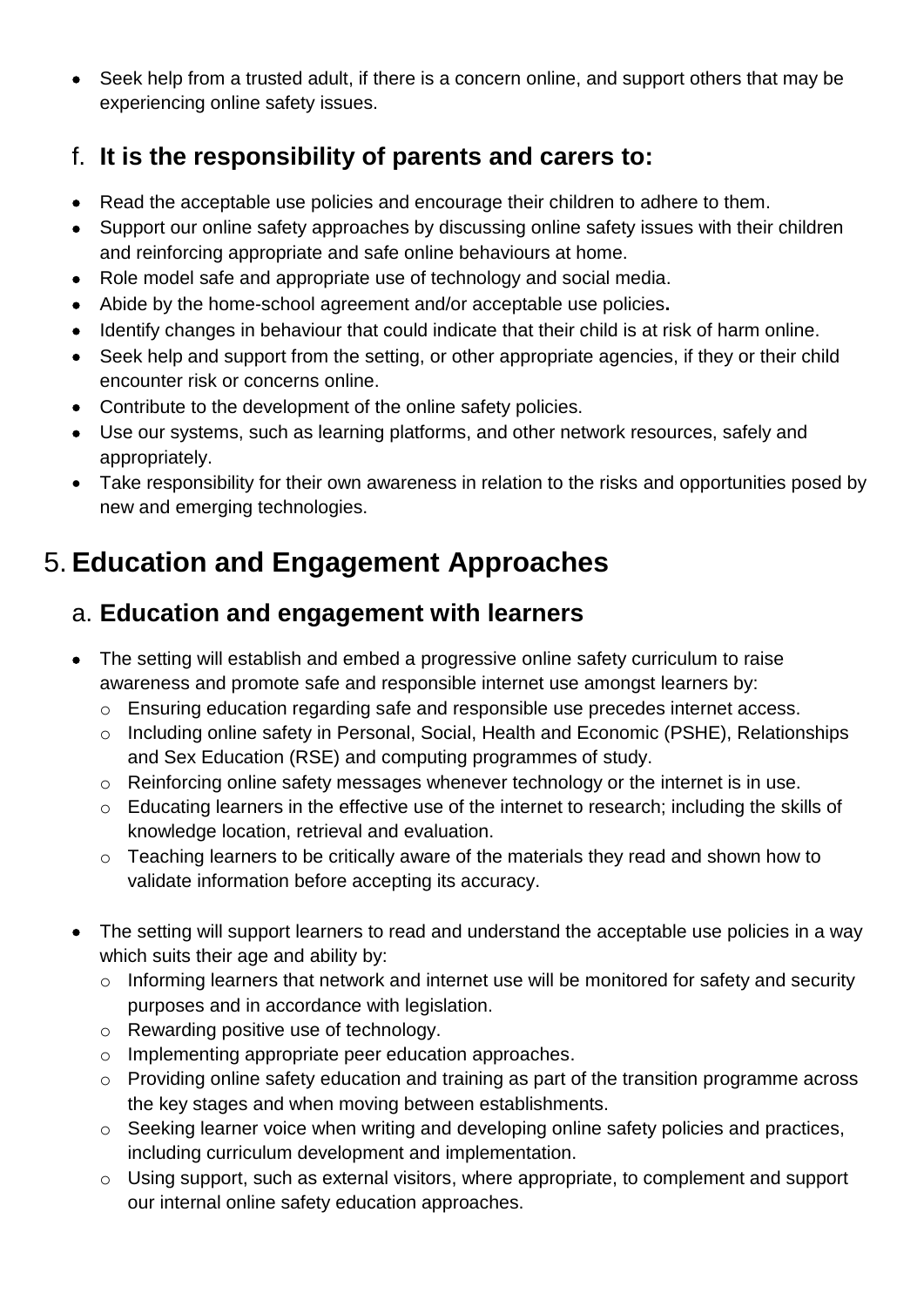- Seek help from a trusted adult, if there is a concern online, and support others that may be experiencing online safety issues.

### f. It is the responsibility of parents and carers to:

- Read the acceptable use policies and encourage their children to adhere to them.
- Support our online safety approaches by discussing online safety issues with their children and reinforcing appropriate and safe online behaviours at home.
- Role model safe and appropriate use of technology and social media.
- Abide by the home-school agreement and/or acceptable use policies**.**
- Identify changes in behaviour that could indicate that their child is at risk of harm online.
- Seek help and support from the setting, or other appropriate agencies, if they or their child encounter risk or concerns online.
- Contribute to the development of the online safety policies.
- Use our systems, such as learning platforms, and other network resources, safely and appropriately.
- Take responsibility for their own awareness in relation to the risks and opportunities posed by new and emerging technologies.

## 5. Education and Engagement Approaches

### a. Education and engagement with learners

- The setting will establish and embed a progressive online safety curriculum to raise awareness and promote safe and responsible internet use amongst learners by:
  - Ensuring education regarding safe and responsible use precedes internet access.
  - Including online safety in Personal, Social, Health and Economic (PSHE), Relationships and Sex Education (RSE) and computing programmes of study.
  - Reinforcing online safety messages whenever technology or the internet is in use.
  - Educating learners in the effective use of the internet to research; including the skills of knowledge location, retrieval and evaluation.
  - Teaching learners to be critically aware of the materials they read and shown how to validate information before accepting its accuracy.

- The setting will support learners to read and understand the acceptable use policies in a way which suits their age and ability by:
  - Informing learners that network and internet use will be monitored for safety and security purposes and in accordance with legislation.
  - Rewarding positive use of technology.
  - Implementing appropriate peer education approaches.
  - Providing online safety education and training as part of the transition programme across the key stages and when moving between establishments.
  - Seeking learner voice when writing and developing online safety policies and practices, including curriculum development and implementation.
  - Using support, such as external visitors, where appropriate, to complement and support our internal online safety education approaches.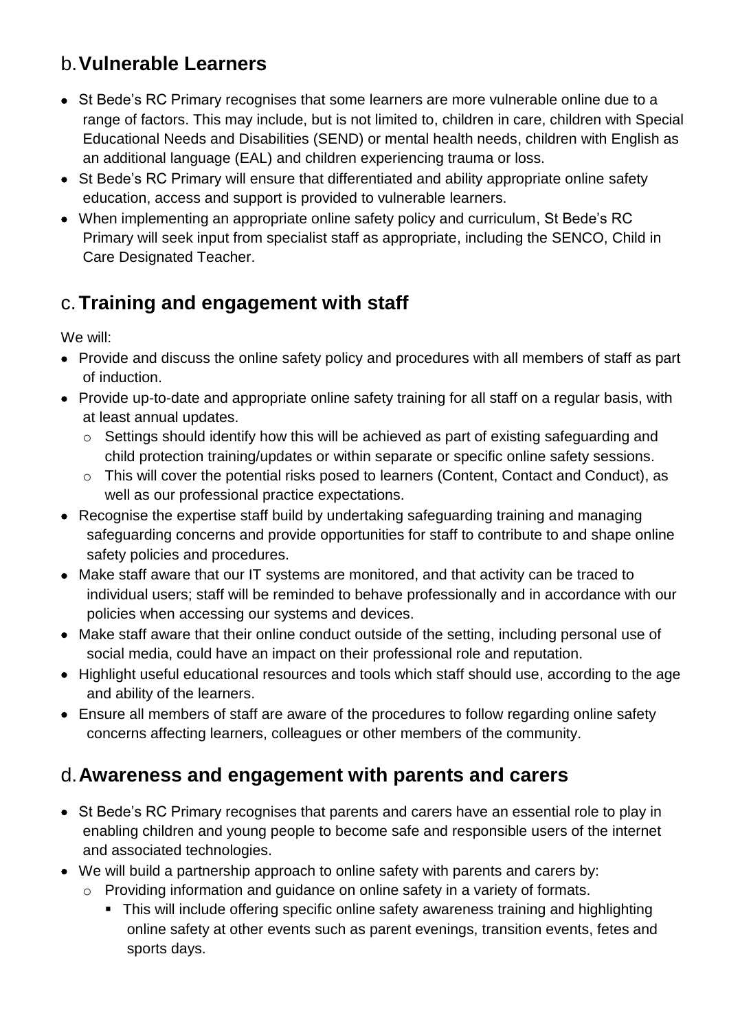## b. Vulnerable Learners

- St Bede's RC Primary recognises that some learners are more vulnerable online due to a range of factors. This may include, but is not limited to, children in care, children with Special Educational Needs and Disabilities (SEND) or mental health needs, children with English as an additional language (EAL) and children experiencing trauma or loss.
- St Bede's RC Primary will ensure that differentiated and ability appropriate online safety education, access and support is provided to vulnerable learners.
- When implementing an appropriate online safety policy and curriculum, St Bede's RC Primary will seek input from specialist staff as appropriate, including the SENCO, Child in Care Designated Teacher.

## c. Training and engagement with staff

We will:

- Provide and discuss the online safety policy and procedures with all members of staff as part of induction.
- Provide up-to-date and appropriate online safety training for all staff on a regular basis, with at least annual updates.
  - Settings should identify how this will be achieved as part of existing safeguarding and child protection training/updates or within separate or specific online safety sessions.
  - This will cover the potential risks posed to learners (Content, Contact and Conduct), as well as our professional practice expectations.
- Recognise the expertise staff build by undertaking safeguarding training and managing safeguarding concerns and provide opportunities for staff to contribute to and shape online safety policies and procedures.
- Make staff aware that our IT systems are monitored, and that activity can be traced to individual users; staff will be reminded to behave professionally and in accordance with our policies when accessing our systems and devices.
- Make staff aware that their online conduct outside of the setting, including personal use of social media, could have an impact on their professional role and reputation.
- Highlight useful educational resources and tools which staff should use, according to the age and ability of the learners.
- Ensure all members of staff are aware of the procedures to follow regarding online safety concerns affecting learners, colleagues or other members of the community.

## d. Awareness and engagement with parents and carers

- St Bede's RC Primary recognises that parents and carers have an essential role to play in enabling children and young people to become safe and responsible users of the internet and associated technologies.
- We will build a partnership approach to online safety with parents and carers by:
  - Providing information and guidance on online safety in a variety of formats.
    - This will include offering specific online safety awareness training and highlighting online safety at other events such as parent evenings, transition events, fetes and sports days.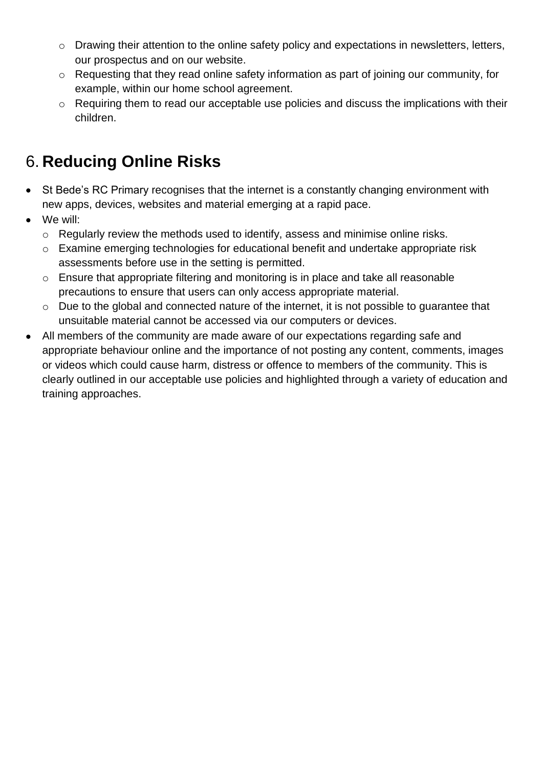- Drawing their attention to the online safety policy and expectations in newsletters, letters, our prospectus and on our website.
    - Requesting that they read online safety information as part of joining our community, for example, within our home school agreement.
    - Requiring them to read our acceptable use policies and discuss the implications with their children.

## 6. **Reducing Online Risks**

- St Bede's RC Primary recognises that the internet is a constantly changing environment with new apps, devices, websites and material emerging at a rapid pace.
- We will:
    - Regularly review the methods used to identify, assess and minimise online risks.
    - Examine emerging technologies for educational benefit and undertake appropriate risk assessments before use in the setting is permitted.
    - Ensure that appropriate filtering and monitoring is in place and take all reasonable precautions to ensure that users can only access appropriate material.
    - Due to the global and connected nature of the internet, it is not possible to guarantee that unsuitable material cannot be accessed via our computers or devices.
- All members of the community are made aware of our expectations regarding safe and appropriate behaviour online and the importance of not posting any content, comments, images or videos which could cause harm, distress or offence to members of the community. This is clearly outlined in our acceptable use policies and highlighted through a variety of education and training approaches.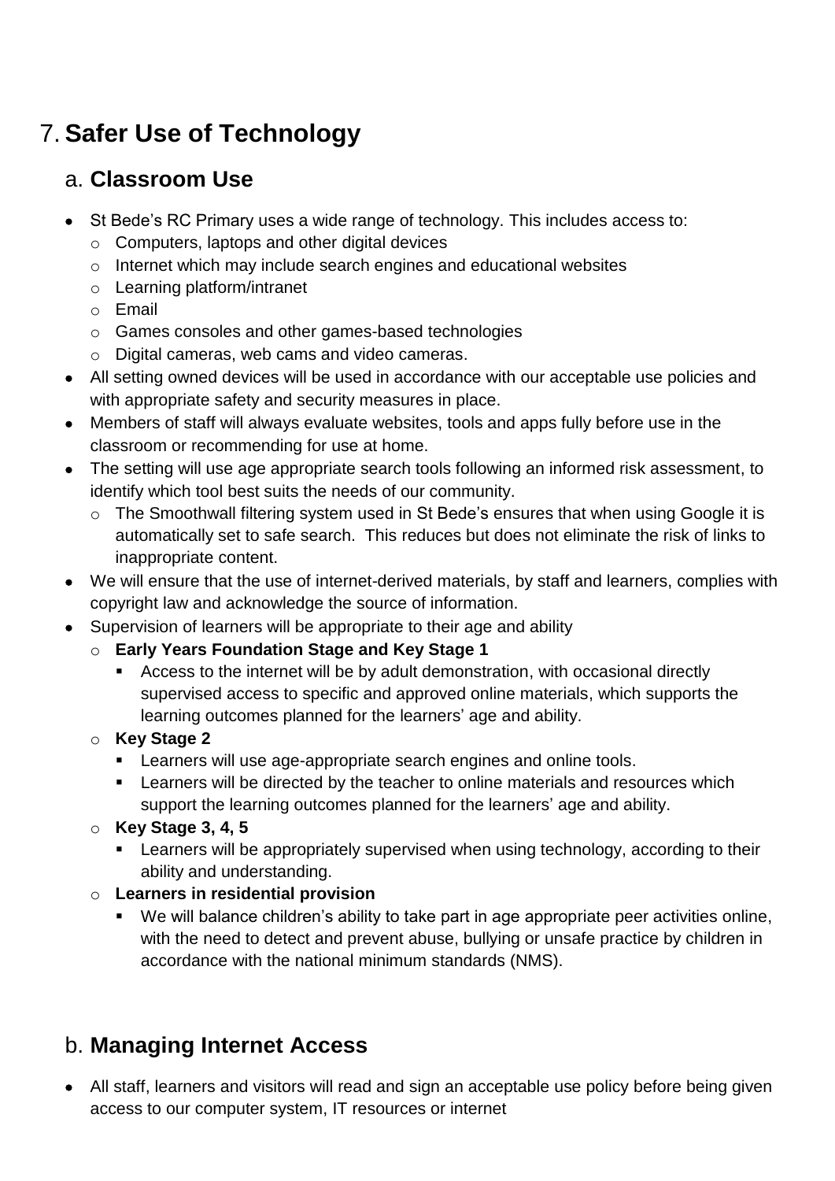# 7. Safer Use of Technology

## a. Classroom Use

- St Bede's RC Primary uses a wide range of technology. This includes access to:
  - Computers, laptops and other digital devices
  - Internet which may include search engines and educational websites
  - Learning platform/intranet
  - Email
  - Games consoles and other games-based technologies
  - Digital cameras, web cams and video cameras.
- All setting owned devices will be used in accordance with our acceptable use policies and with appropriate safety and security measures in place.
- Members of staff will always evaluate websites, tools and apps fully before use in the classroom or recommending for use at home.
- The setting will use age appropriate search tools following an informed risk assessment, to identify which tool best suits the needs of our community.
  - The Smoothwall filtering system used in St Bede's ensures that when using Google it is automatically set to safe search. This reduces but does not eliminate the risk of links to inappropriate content.
- We will ensure that the use of internet-derived materials, by staff and learners, complies with copyright law and acknowledge the source of information.
- Supervision of learners will be appropriate to their age and ability
  - **Early Years Foundation Stage and Key Stage 1**
    - Access to the internet will be by adult demonstration, with occasional directly supervised access to specific and approved online materials, which supports the learning outcomes planned for the learners' age and ability.
  - **Key Stage 2**
    - Learners will use age-appropriate search engines and online tools.
    - Learners will be directed by the teacher to online materials and resources which support the learning outcomes planned for the learners' age and ability.
  - **Key Stage 3, 4, 5**
    - Learners will be appropriately supervised when using technology, according to their ability and understanding.
  - **Learners in residential provision**
    - We will balance children's ability to take part in age appropriate peer activities online, with the need to detect and prevent abuse, bullying or unsafe practice by children in accordance with the national minimum standards (NMS).

## b. Managing Internet Access

- All staff, learners and visitors will read and sign an acceptable use policy before being given access to our computer system, IT resources or internet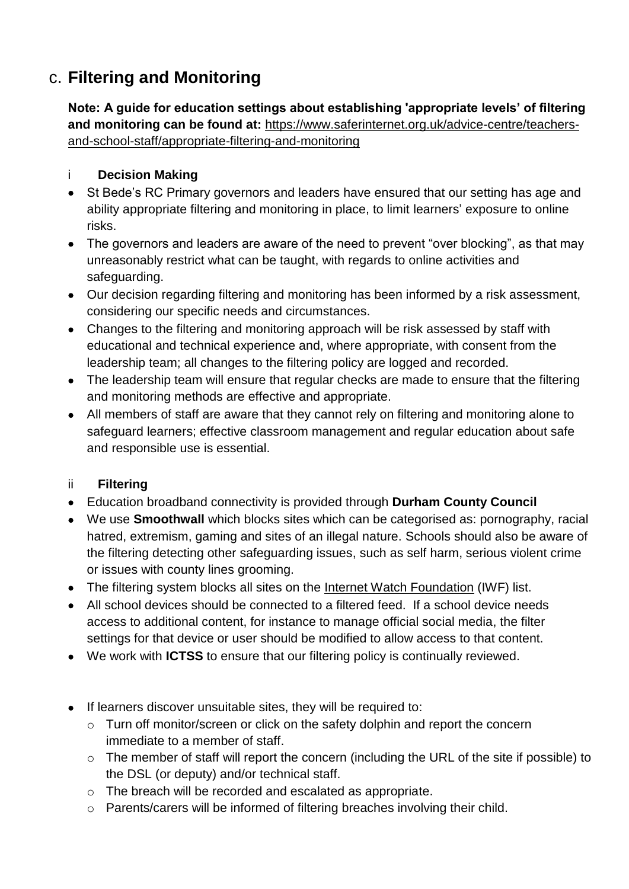## c. Filtering and Monitoring

**Note: A guide for education settings about establishing 'appropriate levels' of filtering and monitoring can be found at:** https://www.saferinternet.org.uk/advice-centre/teachers-and-school-staff/appropriate-filtering-and-monitoring

### i Decision Making

- St Bede's RC Primary governors and leaders have ensured that our setting has age and ability appropriate filtering and monitoring in place, to limit learners' exposure to online risks.
- The governors and leaders are aware of the need to prevent "over blocking", as that may unreasonably restrict what can be taught, with regards to online activities and safeguarding.
- Our decision regarding filtering and monitoring has been informed by a risk assessment, considering our specific needs and circumstances.
- Changes to the filtering and monitoring approach will be risk assessed by staff with educational and technical experience and, where appropriate, with consent from the leadership team; all changes to the filtering policy are logged and recorded.
- The leadership team will ensure that regular checks are made to ensure that the filtering and monitoring methods are effective and appropriate.
- All members of staff are aware that they cannot rely on filtering and monitoring alone to safeguard learners; effective classroom management and regular education about safe and responsible use is essential.

### ii Filtering

- Education broadband connectivity is provided through **Durham County Council**
- We use **Smoothwall** which blocks sites which can be categorised as: pornography, racial hatred, extremism, gaming and sites of an illegal nature. Schools should also be aware of the filtering detecting other safeguarding issues, such as self harm, serious violent crime or issues with county lines grooming.
- The filtering system blocks all sites on the Internet Watch Foundation (IWF) list.
- All school devices should be connected to a filtered feed. If a school device needs access to additional content, for instance to manage official social media, the filter settings for that device or user should be modified to allow access to that content.
- We work with **ICTSS** to ensure that our filtering policy is continually reviewed.

- If learners discover unsuitable sites, they will be required to:
  - Turn off monitor/screen or click on the safety dolphin and report the concern immediate to a member of staff.
  - The member of staff will report the concern (including the URL of the site if possible) to the DSL (or deputy) and/or technical staff.
  - The breach will be recorded and escalated as appropriate.
  - Parents/carers will be informed of filtering breaches involving their child.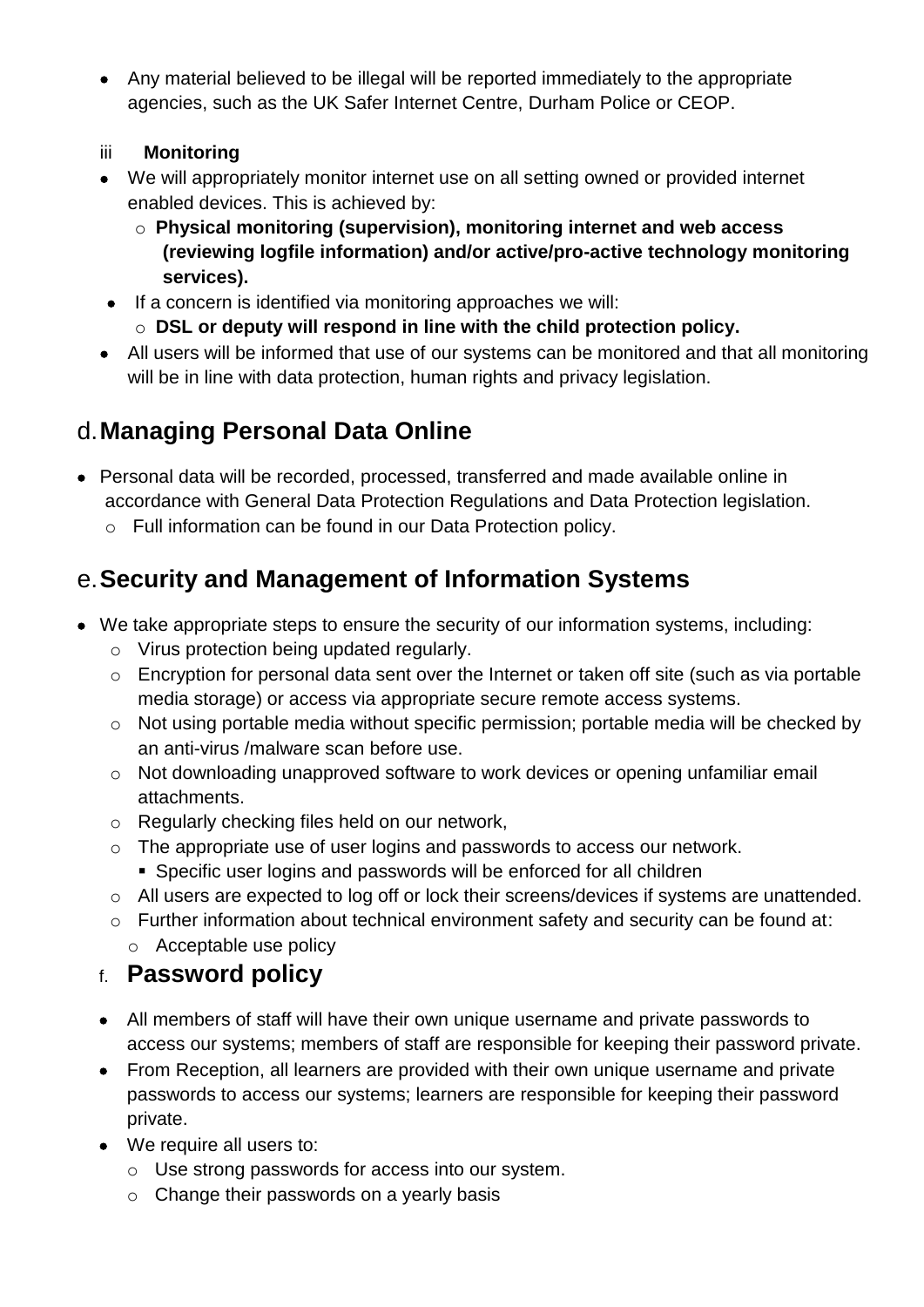- Any material believed to be illegal will be reported immediately to the appropriate agencies, such as the UK Safer Internet Centre, Durham Police or CEOP.

#### iii Monitoring

- We will appropriately monitor internet use on all setting owned or provided internet enabled devices. This is achieved by:
  - **Physical monitoring (supervision), monitoring internet and web access (reviewing logfile information) and/or active/pro-active technology monitoring services).**
- If a concern is identified via monitoring approaches we will:
  - **DSL or deputy will respond in line with the child protection policy.**
- All users will be informed that use of our systems can be monitored and that all monitoring will be in line with data protection, human rights and privacy legislation.

## d. Managing Personal Data Online

- Personal data will be recorded, processed, transferred and made available online in accordance with General Data Protection Regulations and Data Protection legislation.
  - Full information can be found in our Data Protection policy.

## e. Security and Management of Information Systems

- We take appropriate steps to ensure the security of our information systems, including:
  - Virus protection being updated regularly.
  - Encryption for personal data sent over the Internet or taken off site (such as via portable media storage) or access via appropriate secure remote access systems.
  - Not using portable media without specific permission; portable media will be checked by an anti-virus /malware scan before use.
  - Not downloading unapproved software to work devices or opening unfamiliar email attachments.
  - Regularly checking files held on our network,
  - The appropriate use of user logins and passwords to access our network.
    - Specific user logins and passwords will be enforced for all children
  - All users are expected to log off or lock their screens/devices if systems are unattended.
  - Further information about technical environment safety and security can be found at:
    - Acceptable use policy

## f. Password policy

- All members of staff will have their own unique username and private passwords to access our systems; members of staff are responsible for keeping their password private.
- From Reception, all learners are provided with their own unique username and private passwords to access our systems; learners are responsible for keeping their password private.
- We require all users to:
  - Use strong passwords for access into our system.
  - Change their passwords on a yearly basis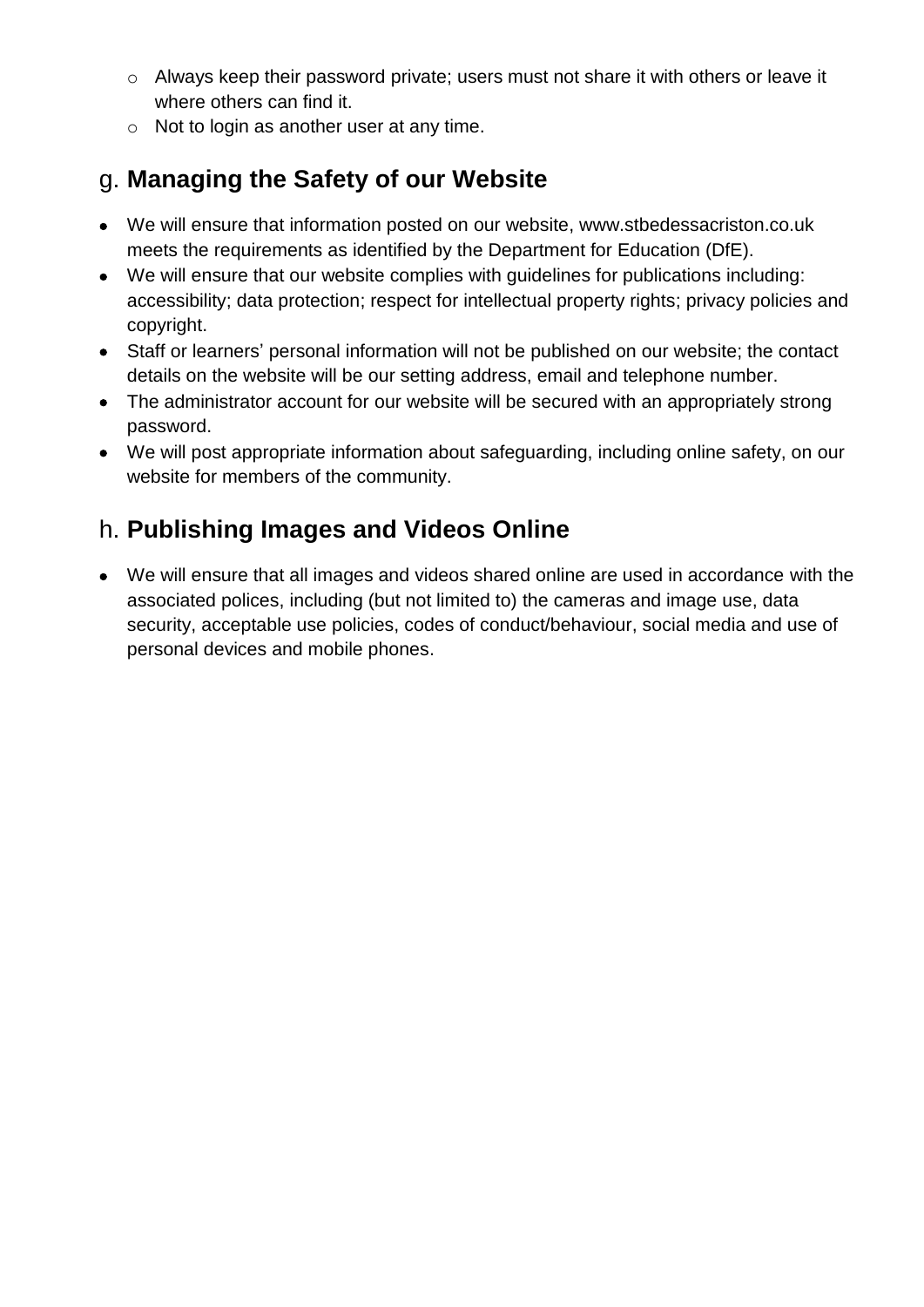- Always keep their password private; users must not share it with others or leave it where others can find it.
  - Not to login as another user at any time.

## g. **Managing the Safety of our Website**

- We will ensure that information posted on our website, www.stbedessacriston.co.uk meets the requirements as identified by the Department for Education (DfE).
- We will ensure that our website complies with guidelines for publications including: accessibility; data protection; respect for intellectual property rights; privacy policies and copyright.
- Staff or learners' personal information will not be published on our website; the contact details on the website will be our setting address, email and telephone number.
- The administrator account for our website will be secured with an appropriately strong password.
- We will post appropriate information about safeguarding, including online safety, on our website for members of the community.

## h. **Publishing Images and Videos Online**

- We will ensure that all images and videos shared online are used in accordance with the associated polices, including (but not limited to) the cameras and image use, data security, acceptable use policies, codes of conduct/behaviour, social media and use of personal devices and mobile phones.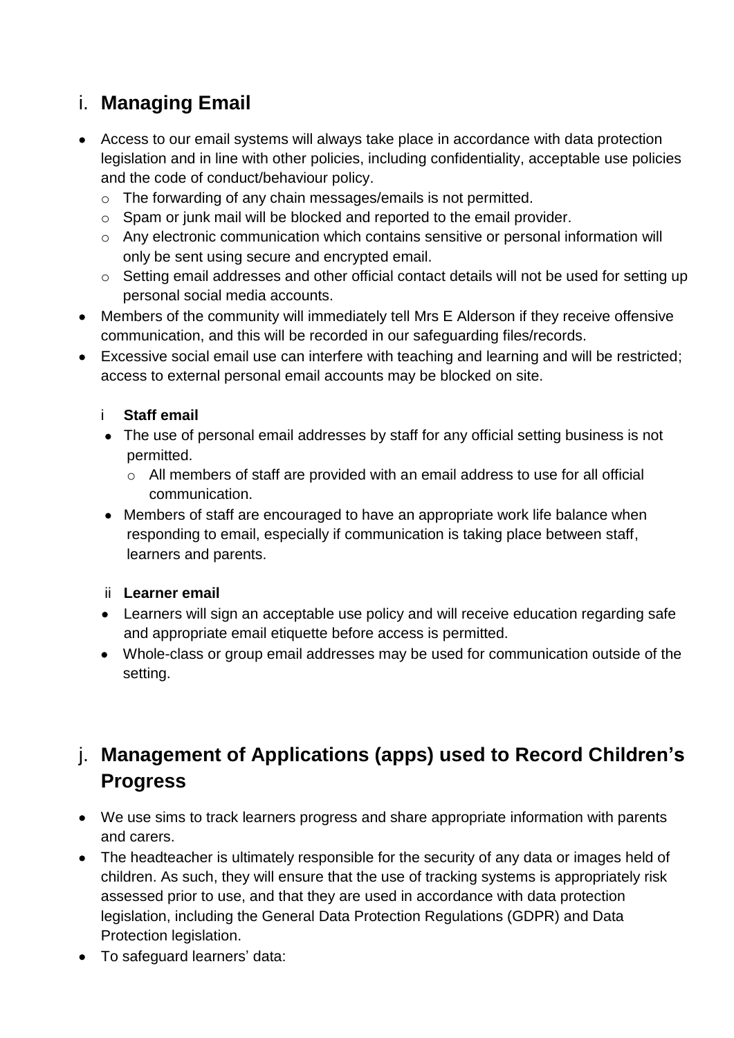## i. Managing Email

- Access to our email systems will always take place in accordance with data protection legislation and in line with other policies, including confidentiality, acceptable use policies and the code of conduct/behaviour policy.
  - The forwarding of any chain messages/emails is not permitted.
  - Spam or junk mail will be blocked and reported to the email provider.
  - Any electronic communication which contains sensitive or personal information will only be sent using secure and encrypted email.
  - Setting email addresses and other official contact details will not be used for setting up personal social media accounts.
- Members of the community will immediately tell Mrs E Alderson if they receive offensive communication, and this will be recorded in our safeguarding files/records.
- Excessive social email use can interfere with teaching and learning and will be restricted; access to external personal email accounts may be blocked on site.

### i Staff email

- The use of personal email addresses by staff for any official setting business is not permitted.
  - All members of staff are provided with an email address to use for all official communication.
- Members of staff are encouraged to have an appropriate work life balance when responding to email, especially if communication is taking place between staff, learners and parents.

### ii Learner email

- Learners will sign an acceptable use policy and will receive education regarding safe and appropriate email etiquette before access is permitted.
- Whole-class or group email addresses may be used for communication outside of the setting.

## j. Management of Applications (apps) used to Record Children's Progress

- We use sims to track learners progress and share appropriate information with parents and carers.
- The headteacher is ultimately responsible for the security of any data or images held of children. As such, they will ensure that the use of tracking systems is appropriately risk assessed prior to use, and that they are used in accordance with data protection legislation, including the General Data Protection Regulations (GDPR) and Data Protection legislation.
- To safeguard learners' data: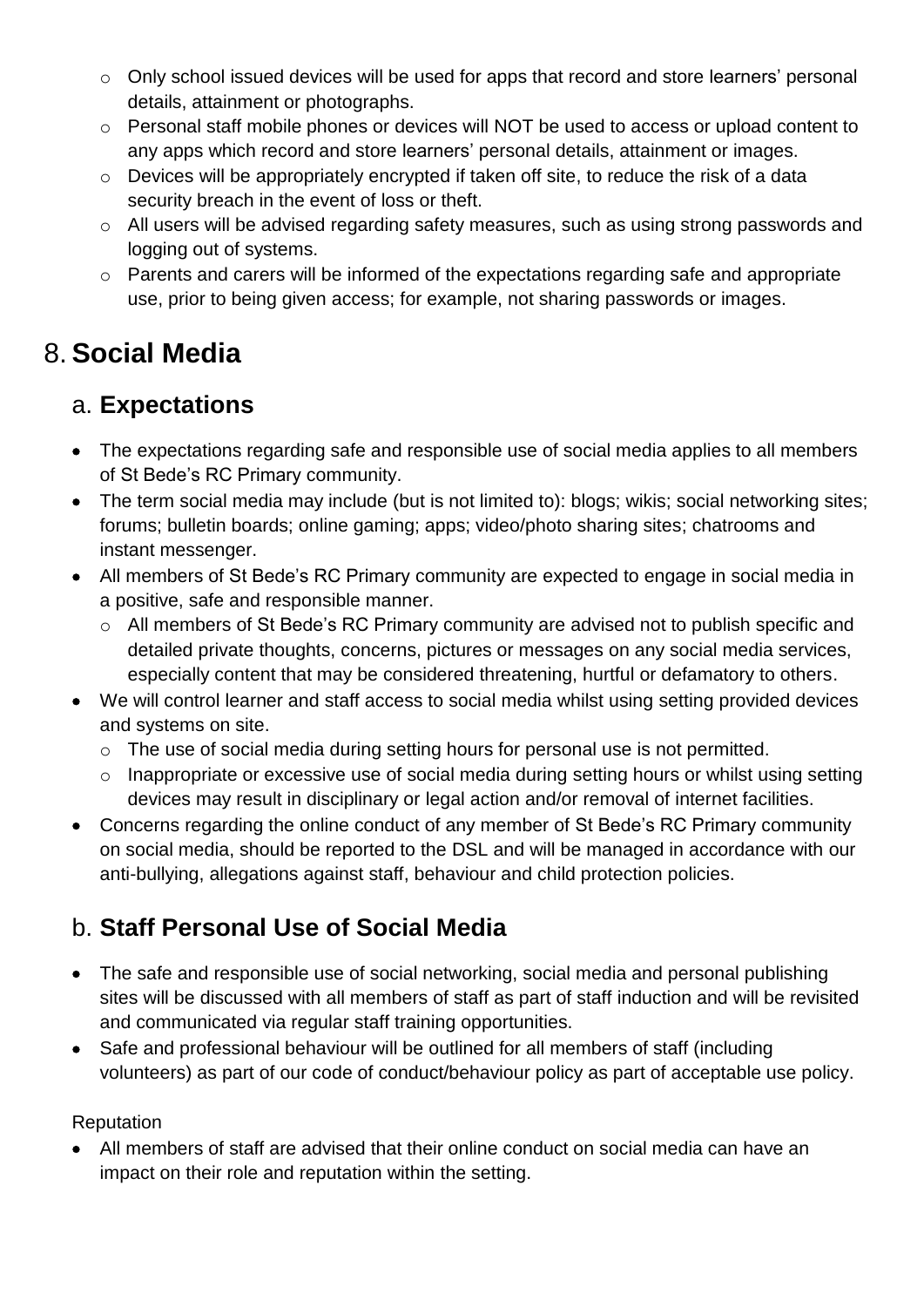- Only school issued devices will be used for apps that record and store learners' personal details, attainment or photographs.
- Personal staff mobile phones or devices will NOT be used to access or upload content to any apps which record and store learners' personal details, attainment or images.
- Devices will be appropriately encrypted if taken off site, to reduce the risk of a data security breach in the event of loss or theft.
- All users will be advised regarding safety measures, such as using strong passwords and logging out of systems.
- Parents and carers will be informed of the expectations regarding safe and appropriate use, prior to being given access; for example, not sharing passwords or images.

# 8. Social Media

## a. Expectations

- The expectations regarding safe and responsible use of social media applies to all members of St Bede's RC Primary community.
- The term social media may include (but is not limited to): blogs; wikis; social networking sites; forums; bulletin boards; online gaming; apps; video/photo sharing sites; chatrooms and instant messenger.
- All members of St Bede's RC Primary community are expected to engage in social media in a positive, safe and responsible manner.
  - All members of St Bede's RC Primary community are advised not to publish specific and detailed private thoughts, concerns, pictures or messages on any social media services, especially content that may be considered threatening, hurtful or defamatory to others.
- We will control learner and staff access to social media whilst using setting provided devices and systems on site.
  - The use of social media during setting hours for personal use is not permitted.
  - Inappropriate or excessive use of social media during setting hours or whilst using setting devices may result in disciplinary or legal action and/or removal of internet facilities.
- Concerns regarding the online conduct of any member of St Bede's RC Primary community on social media, should be reported to the DSL and will be managed in accordance with our anti-bullying, allegations against staff, behaviour and child protection policies.

## b. Staff Personal Use of Social Media

- The safe and responsible use of social networking, social media and personal publishing sites will be discussed with all members of staff as part of staff induction and will be revisited and communicated via regular staff training opportunities.
- Safe and professional behaviour will be outlined for all members of staff (including volunteers) as part of our code of conduct/behaviour policy as part of acceptable use policy.

Reputation

- All members of staff are advised that their online conduct on social media can have an impact on their role and reputation within the setting.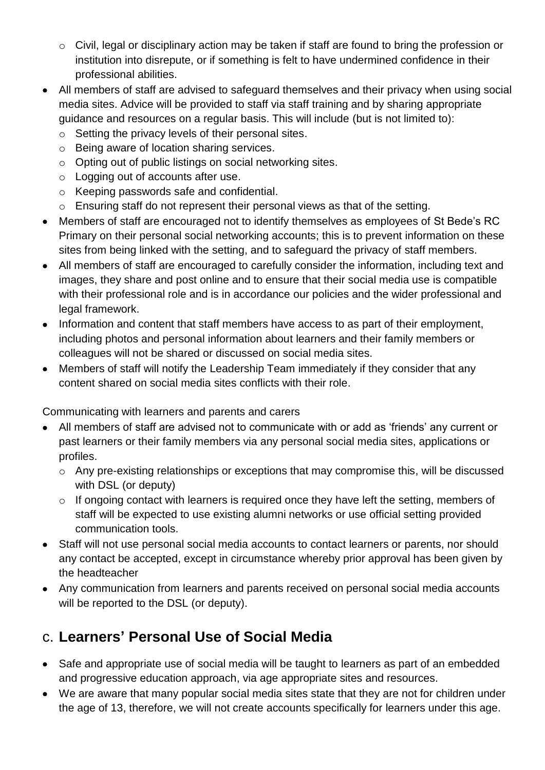- Civil, legal or disciplinary action may be taken if staff are found to bring the profession or institution into disrepute, or if something is felt to have undermined confidence in their professional abilities.
- All members of staff are advised to safeguard themselves and their privacy when using social media sites. Advice will be provided to staff via staff training and by sharing appropriate guidance and resources on a regular basis. This will include (but is not limited to):
  - Setting the privacy levels of their personal sites.
  - Being aware of location sharing services.
  - Opting out of public listings on social networking sites.
  - Logging out of accounts after use.
  - Keeping passwords safe and confidential.
  - Ensuring staff do not represent their personal views as that of the setting.
- Members of staff are encouraged not to identify themselves as employees of St Bede's RC Primary on their personal social networking accounts; this is to prevent information on these sites from being linked with the setting, and to safeguard the privacy of staff members.
- All members of staff are encouraged to carefully consider the information, including text and images, they share and post online and to ensure that their social media use is compatible with their professional role and is in accordance our policies and the wider professional and legal framework.
- Information and content that staff members have access to as part of their employment, including photos and personal information about learners and their family members or colleagues will not be shared or discussed on social media sites.
- Members of staff will notify the Leadership Team immediately if they consider that any content shared on social media sites conflicts with their role.

Communicating with learners and parents and carers

- All members of staff are advised not to communicate with or add as 'friends' any current or past learners or their family members via any personal social media sites, applications or profiles.
  - Any pre-existing relationships or exceptions that may compromise this, will be discussed with DSL (or deputy)
  - If ongoing contact with learners is required once they have left the setting, members of staff will be expected to use existing alumni networks or use official setting provided communication tools.
- Staff will not use personal social media accounts to contact learners or parents, nor should any contact be accepted, except in circumstance whereby prior approval has been given by the headteacher
- Any communication from learners and parents received on personal social media accounts will be reported to the DSL (or deputy).

## C. Learners' Personal Use of Social Media

- Safe and appropriate use of social media will be taught to learners as part of an embedded and progressive education approach, via age appropriate sites and resources.
- We are aware that many popular social media sites state that they are not for children under the age of 13, therefore, we will not create accounts specifically for learners under this age.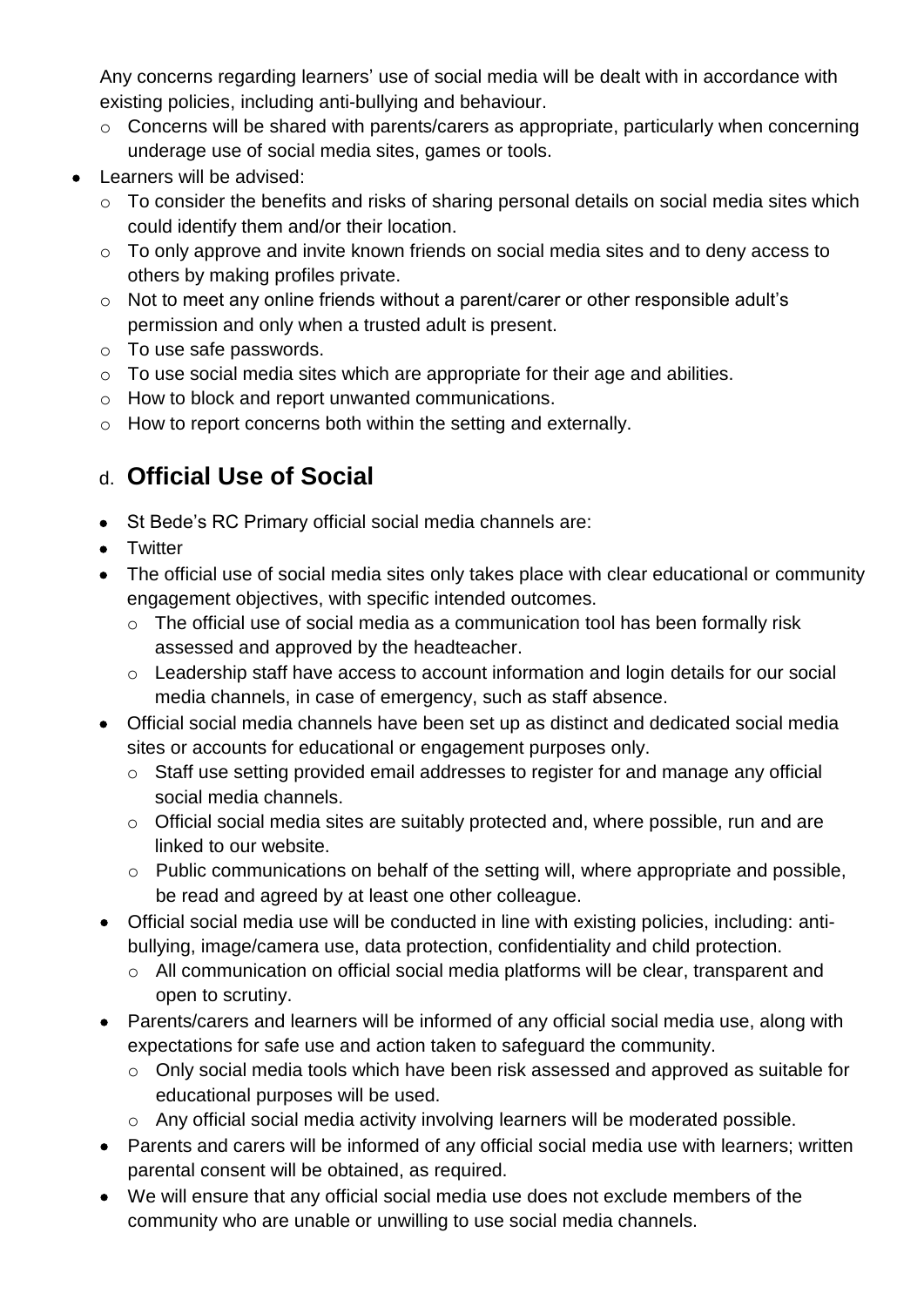Any concerns regarding learners' use of social media will be dealt with in accordance with existing policies, including anti-bullying and behaviour.

- Concerns will be shared with parents/carers as appropriate, particularly when concerning underage use of social media sites, games or tools.

- Learners will be advised:
  - To consider the benefits and risks of sharing personal details on social media sites which could identify them and/or their location.
  - To only approve and invite known friends on social media sites and to deny access to others by making profiles private.
  - Not to meet any online friends without a parent/carer or other responsible adult's permission and only when a trusted adult is present.
  - To use safe passwords.
  - To use social media sites which are appropriate for their age and abilities.
  - How to block and report unwanted communications.
  - How to report concerns both within the setting and externally.

## d. **Official Use of Social**

- St Bede's RC Primary official social media channels are:
- Twitter
- The official use of social media sites only takes place with clear educational or community engagement objectives, with specific intended outcomes.
  - The official use of social media as a communication tool has been formally risk assessed and approved by the headteacher.
  - Leadership staff have access to account information and login details for our social media channels, in case of emergency, such as staff absence.
- Official social media channels have been set up as distinct and dedicated social media sites or accounts for educational or engagement purposes only.
  - Staff use setting provided email addresses to register for and manage any official social media channels.
  - Official social media sites are suitably protected and, where possible, run and are linked to our website.
  - Public communications on behalf of the setting will, where appropriate and possible, be read and agreed by at least one other colleague.
- Official social media use will be conducted in line with existing policies, including: anti-bullying, image/camera use, data protection, confidentiality and child protection.
  - All communication on official social media platforms will be clear, transparent and open to scrutiny.
- Parents/carers and learners will be informed of any official social media use, along with expectations for safe use and action taken to safeguard the community.
  - Only social media tools which have been risk assessed and approved as suitable for educational purposes will be used.
  - Any official social media activity involving learners will be moderated possible.
- Parents and carers will be informed of any official social media use with learners; written parental consent will be obtained, as required.
- We will ensure that any official social media use does not exclude members of the community who are unable or unwilling to use social media channels.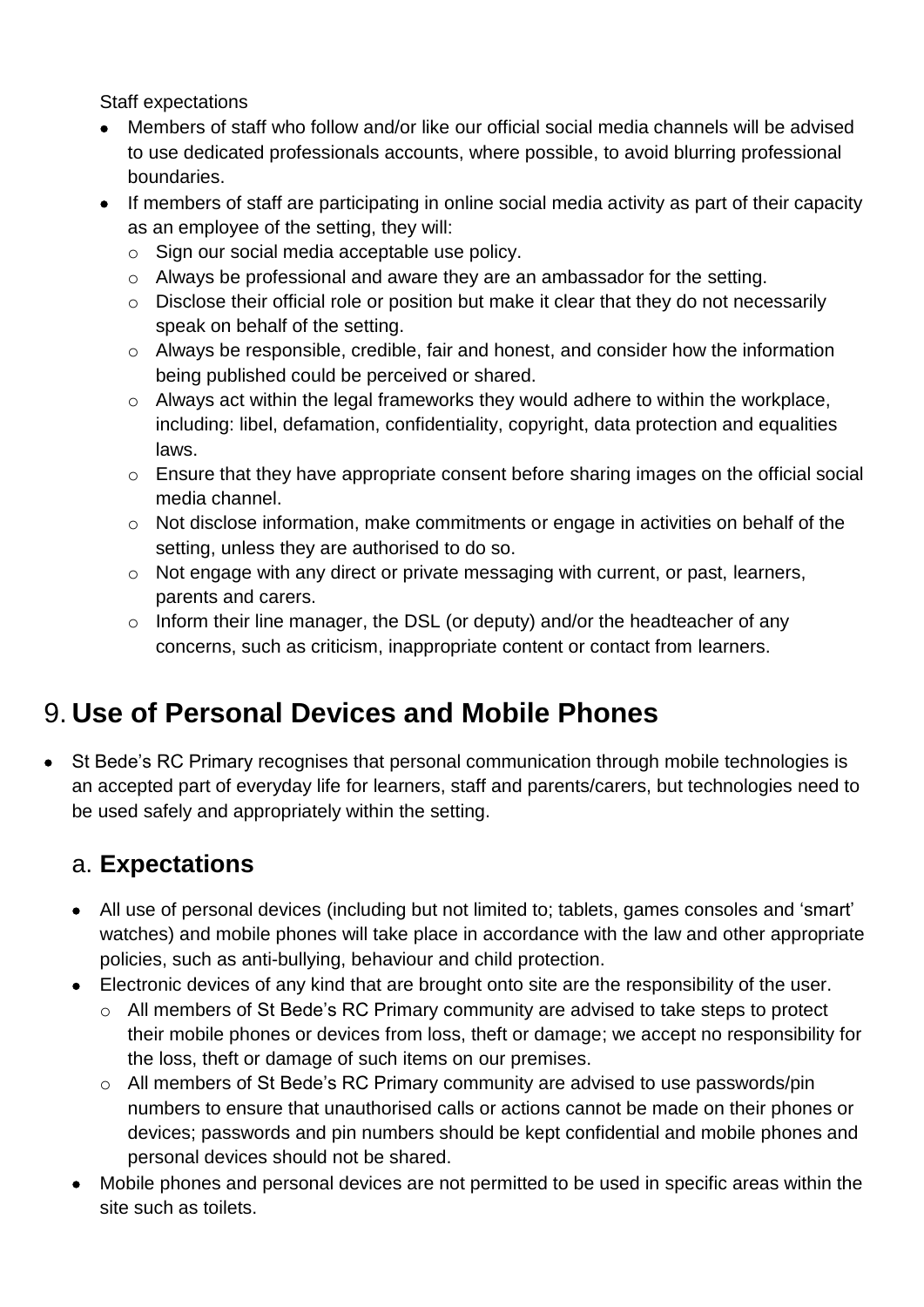Staff expectations

- Members of staff who follow and/or like our official social media channels will be advised to use dedicated professionals accounts, where possible, to avoid blurring professional boundaries.
- If members of staff are participating in online social media activity as part of their capacity as an employee of the setting, they will:
  - Sign our social media acceptable use policy.
  - Always be professional and aware they are an ambassador for the setting.
  - Disclose their official role or position but make it clear that they do not necessarily speak on behalf of the setting.
  - Always be responsible, credible, fair and honest, and consider how the information being published could be perceived or shared.
  - Always act within the legal frameworks they would adhere to within the workplace, including: libel, defamation, confidentiality, copyright, data protection and equalities laws.
  - Ensure that they have appropriate consent before sharing images on the official social media channel.
  - Not disclose information, make commitments or engage in activities on behalf of the setting, unless they are authorised to do so.
  - Not engage with any direct or private messaging with current, or past, learners, parents and carers.
  - Inform their line manager, the DSL (or deputy) and/or the headteacher of any concerns, such as criticism, inappropriate content or contact from learners.

# 9. Use of Personal Devices and Mobile Phones

- St Bede's RC Primary recognises that personal communication through mobile technologies is an accepted part of everyday life for learners, staff and parents/carers, but technologies need to be used safely and appropriately within the setting.

## a. Expectations

- All use of personal devices (including but not limited to; tablets, games consoles and 'smart' watches) and mobile phones will take place in accordance with the law and other appropriate policies, such as anti-bullying, behaviour and child protection.
- Electronic devices of any kind that are brought onto site are the responsibility of the user.
  - All members of St Bede's RC Primary community are advised to take steps to protect their mobile phones or devices from loss, theft or damage; we accept no responsibility for the loss, theft or damage of such items on our premises.
  - All members of St Bede's RC Primary community are advised to use passwords/pin numbers to ensure that unauthorised calls or actions cannot be made on their phones or devices; passwords and pin numbers should be kept confidential and mobile phones and personal devices should not be shared.
- Mobile phones and personal devices are not permitted to be used in specific areas within the site such as toilets.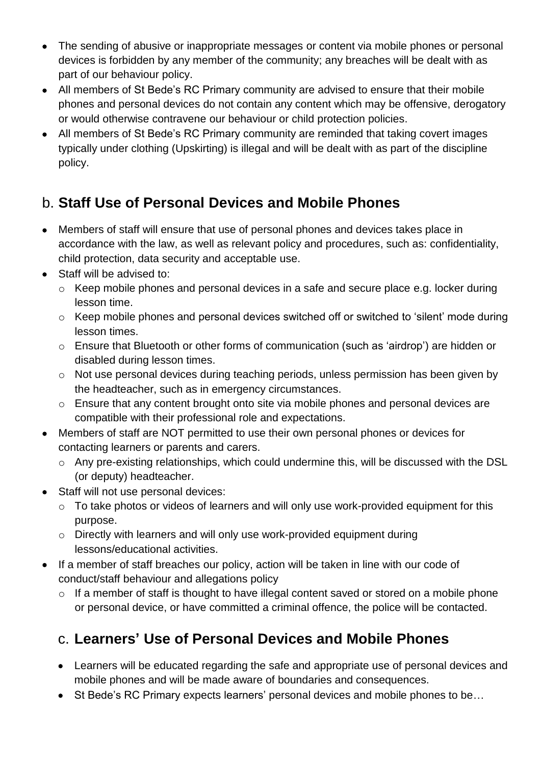- The sending of abusive or inappropriate messages or content via mobile phones or personal devices is forbidden by any member of the community; any breaches will be dealt with as part of our behaviour policy.
- All members of St Bede's RC Primary community are advised to ensure that their mobile phones and personal devices do not contain any content which may be offensive, derogatory or would otherwise contravene our behaviour or child protection policies.
- All members of St Bede's RC Primary community are reminded that taking covert images typically under clothing (Upskirting) is illegal and will be dealt with as part of the discipline policy.

## b. **Staff Use of Personal Devices and Mobile Phones**

- Members of staff will ensure that use of personal phones and devices takes place in accordance with the law, as well as relevant policy and procedures, such as: confidentiality, child protection, data security and acceptable use.
- Staff will be advised to:
  - Keep mobile phones and personal devices in a safe and secure place e.g. locker during lesson time.
  - Keep mobile phones and personal devices switched off or switched to 'silent' mode during lesson times.
  - Ensure that Bluetooth or other forms of communication (such as 'airdrop') are hidden or disabled during lesson times.
  - Not use personal devices during teaching periods, unless permission has been given by the headteacher, such as in emergency circumstances.
  - Ensure that any content brought onto site via mobile phones and personal devices are compatible with their professional role and expectations.
- Members of staff are NOT permitted to use their own personal phones or devices for contacting learners or parents and carers.
  - Any pre-existing relationships, which could undermine this, will be discussed with the DSL (or deputy) headteacher.
- Staff will not use personal devices:
  - To take photos or videos of learners and will only use work-provided equipment for this purpose.
  - Directly with learners and will only use work-provided equipment during lessons/educational activities.
- If a member of staff breaches our policy, action will be taken in line with our code of conduct/staff behaviour and allegations policy
  - If a member of staff is thought to have illegal content saved or stored on a mobile phone or personal device, or have committed a criminal offence, the police will be contacted.

## c. **Learners' Use of Personal Devices and Mobile Phones**

- Learners will be educated regarding the safe and appropriate use of personal devices and mobile phones and will be made aware of boundaries and consequences.
- St Bede's RC Primary expects learners' personal devices and mobile phones to be…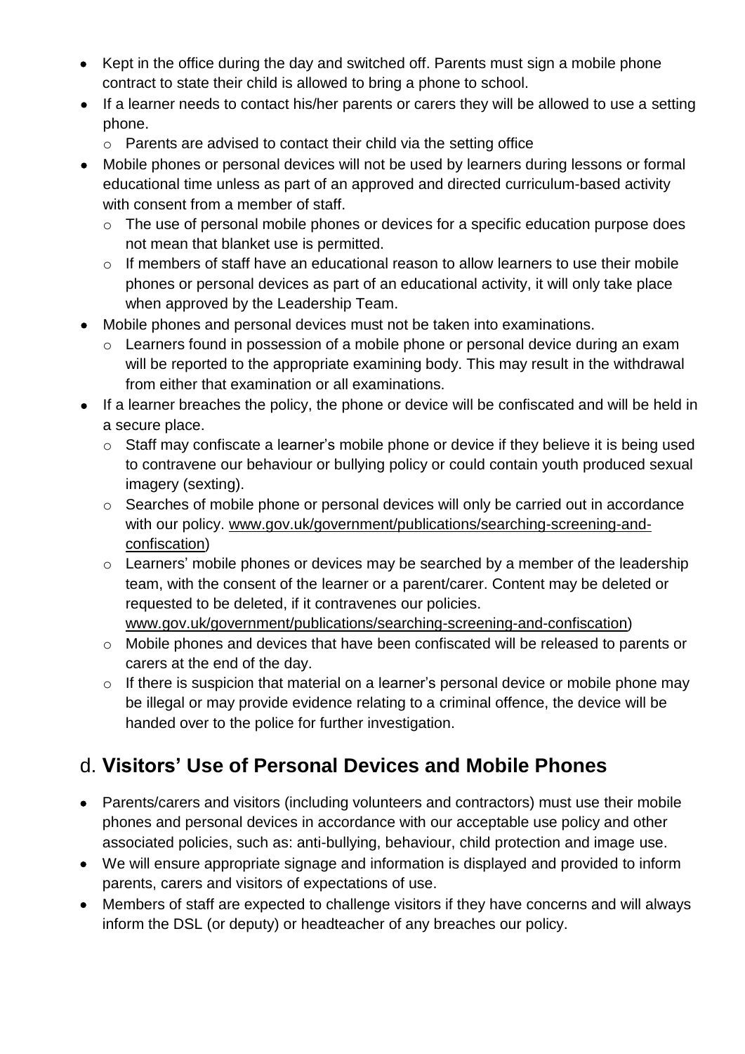- Kept in the office during the day and switched off. Parents must sign a mobile phone contract to state their child is allowed to bring a phone to school.
- If a learner needs to contact his/her parents or carers they will be allowed to use a setting phone.
    - Parents are advised to contact their child via the setting office
- Mobile phones or personal devices will not be used by learners during lessons or formal educational time unless as part of an approved and directed curriculum-based activity with consent from a member of staff.
    - The use of personal mobile phones or devices for a specific education purpose does not mean that blanket use is permitted.
    - If members of staff have an educational reason to allow learners to use their mobile phones or personal devices as part of an educational activity, it will only take place when approved by the Leadership Team.
- Mobile phones and personal devices must not be taken into examinations.
    - Learners found in possession of a mobile phone or personal device during an exam will be reported to the appropriate examining body. This may result in the withdrawal from either that examination or all examinations.
- If a learner breaches the policy, the phone or device will be confiscated and will be held in a secure place.
    - Staff may confiscate a learner's mobile phone or device if they believe it is being used to contravene our behaviour or bullying policy or could contain youth produced sexual imagery (sexting).
    - Searches of mobile phone or personal devices will only be carried out in accordance with our policy. www.gov.uk/government/publications/searching-screening-and-confiscation)
    - Learners' mobile phones or devices may be searched by a member of the leadership team, with the consent of the learner or a parent/carer. Content may be deleted or requested to be deleted, if it contravenes our policies. www.gov.uk/government/publications/searching-screening-and-confiscation)
    - Mobile phones and devices that have been confiscated will be released to parents or carers at the end of the day.
    - If there is suspicion that material on a learner's personal device or mobile phone may be illegal or may provide evidence relating to a criminal offence, the device will be handed over to the police for further investigation.

## d. **Visitors' Use of Personal Devices and Mobile Phones**

- Parents/carers and visitors (including volunteers and contractors) must use their mobile phones and personal devices in accordance with our acceptable use policy and other associated policies, such as: anti-bullying, behaviour, child protection and image use.
- We will ensure appropriate signage and information is displayed and provided to inform parents, carers and visitors of expectations of use.
- Members of staff are expected to challenge visitors if they have concerns and will always inform the DSL (or deputy) or headteacher of any breaches our policy.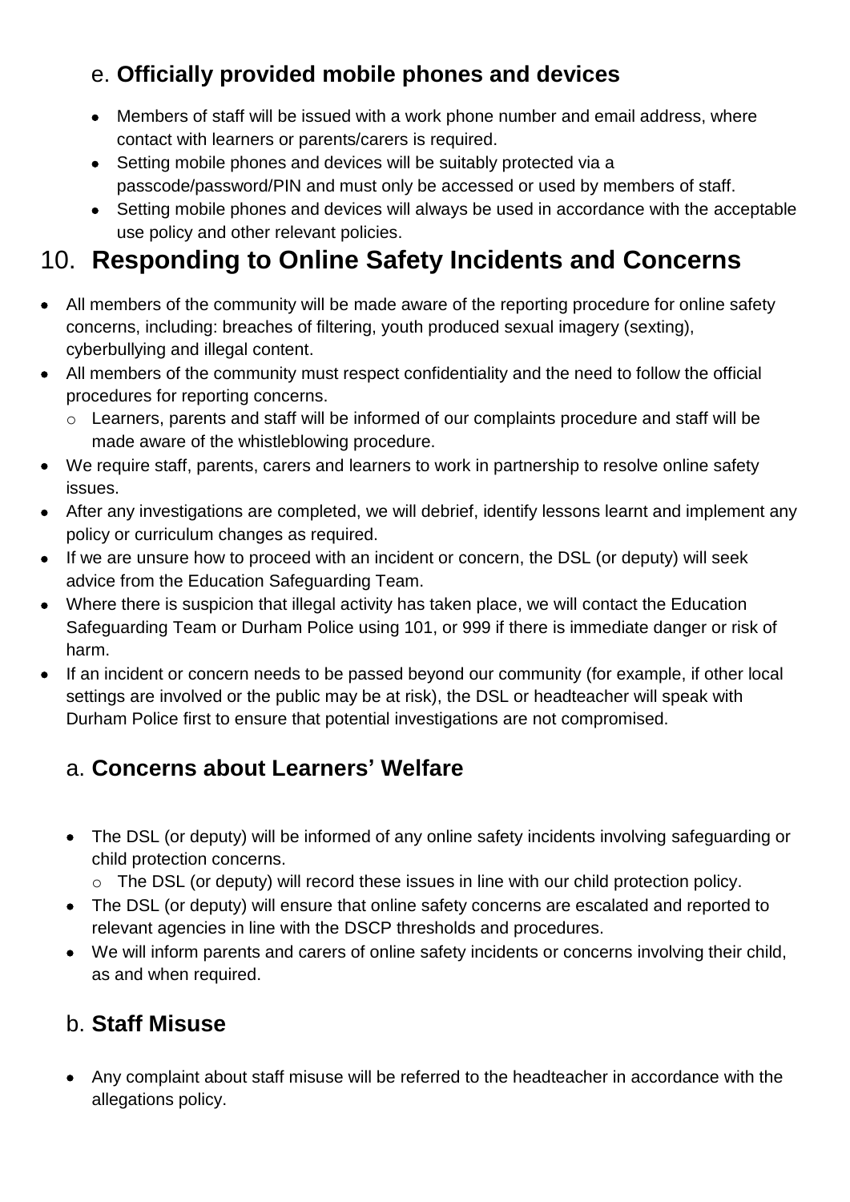### e. **Officially provided mobile phones and devices**

- Members of staff will be issued with a work phone number and email address, where contact with learners or parents/carers is required.
- Setting mobile phones and devices will be suitably protected via a passcode/password/PIN and must only be accessed or used by members of staff.
- Setting mobile phones and devices will always be used in accordance with the acceptable use policy and other relevant policies.

## 10. **Responding to Online Safety Incidents and Concerns**

- All members of the community will be made aware of the reporting procedure for online safety concerns, including: breaches of filtering, youth produced sexual imagery (sexting), cyberbullying and illegal content.
- All members of the community must respect confidentiality and the need to follow the official procedures for reporting concerns.
  - Learners, parents and staff will be informed of our complaints procedure and staff will be made aware of the whistleblowing procedure.
- We require staff, parents, carers and learners to work in partnership to resolve online safety issues.
- After any investigations are completed, we will debrief, identify lessons learnt and implement any policy or curriculum changes as required.
- If we are unsure how to proceed with an incident or concern, the DSL (or deputy) will seek advice from the Education Safeguarding Team.
- Where there is suspicion that illegal activity has taken place, we will contact the Education Safeguarding Team or Durham Police using 101, or 999 if there is immediate danger or risk of harm.
- If an incident or concern needs to be passed beyond our community (for example, if other local settings are involved or the public may be at risk), the DSL or headteacher will speak with Durham Police first to ensure that potential investigations are not compromised.

### a. **Concerns about Learners' Welfare**

- The DSL (or deputy) will be informed of any online safety incidents involving safeguarding or child protection concerns.
  - The DSL (or deputy) will record these issues in line with our child protection policy.
- The DSL (or deputy) will ensure that online safety concerns are escalated and reported to relevant agencies in line with the DSCP thresholds and procedures.
- We will inform parents and carers of online safety incidents or concerns involving their child, as and when required.

### b. **Staff Misuse**

- Any complaint about staff misuse will be referred to the headteacher in accordance with the allegations policy.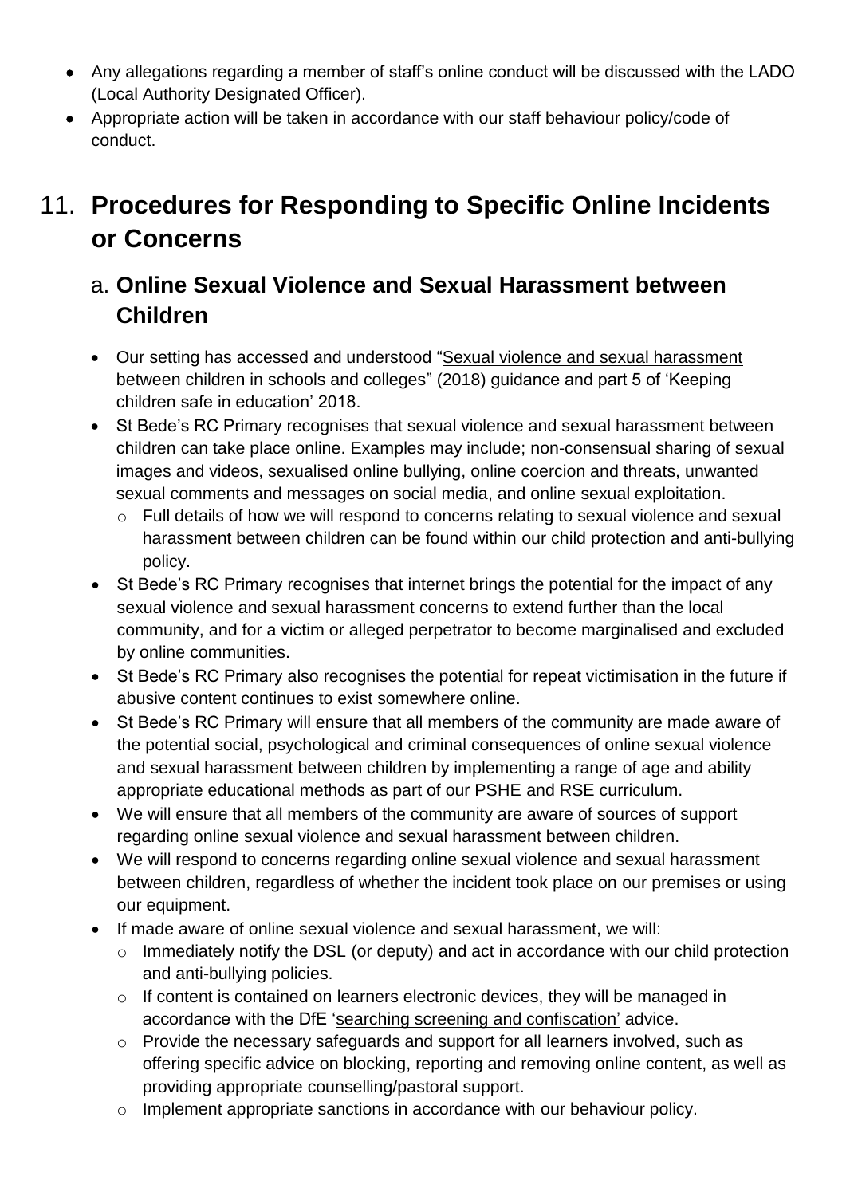- Any allegations regarding a member of staff's online conduct will be discussed with the LADO (Local Authority Designated Officer).
- Appropriate action will be taken in accordance with our staff behaviour policy/code of conduct.

# 11. Procedures for Responding to Specific Online Incidents or Concerns

## a. Online Sexual Violence and Sexual Harassment between Children

- Our setting has accessed and understood "Sexual violence and sexual harassment between children in schools and colleges" (2018) guidance and part 5 of 'Keeping children safe in education' 2018.
- St Bede's RC Primary recognises that sexual violence and sexual harassment between children can take place online. Examples may include; non-consensual sharing of sexual images and videos, sexualised online bullying, online coercion and threats, unwanted sexual comments and messages on social media, and online sexual exploitation.
  - Full details of how we will respond to concerns relating to sexual violence and sexual harassment between children can be found within our child protection and anti-bullying policy.
- St Bede's RC Primary recognises that internet brings the potential for the impact of any sexual violence and sexual harassment concerns to extend further than the local community, and for a victim or alleged perpetrator to become marginalised and excluded by online communities.
- St Bede's RC Primary also recognises the potential for repeat victimisation in the future if abusive content continues to exist somewhere online.
- St Bede's RC Primary will ensure that all members of the community are made aware of the potential social, psychological and criminal consequences of online sexual violence and sexual harassment between children by implementing a range of age and ability appropriate educational methods as part of our PSHE and RSE curriculum.
- We will ensure that all members of the community are aware of sources of support regarding online sexual violence and sexual harassment between children.
- We will respond to concerns regarding online sexual violence and sexual harassment between children, regardless of whether the incident took place on our premises or using our equipment.
- If made aware of online sexual violence and sexual harassment, we will:
  - Immediately notify the DSL (or deputy) and act in accordance with our child protection and anti-bullying policies.
  - If content is contained on learners electronic devices, they will be managed in accordance with the DfE 'searching screening and confiscation' advice.
  - Provide the necessary safeguards and support for all learners involved, such as offering specific advice on blocking, reporting and removing online content, as well as providing appropriate counselling/pastoral support.
  - Implement appropriate sanctions in accordance with our behaviour policy.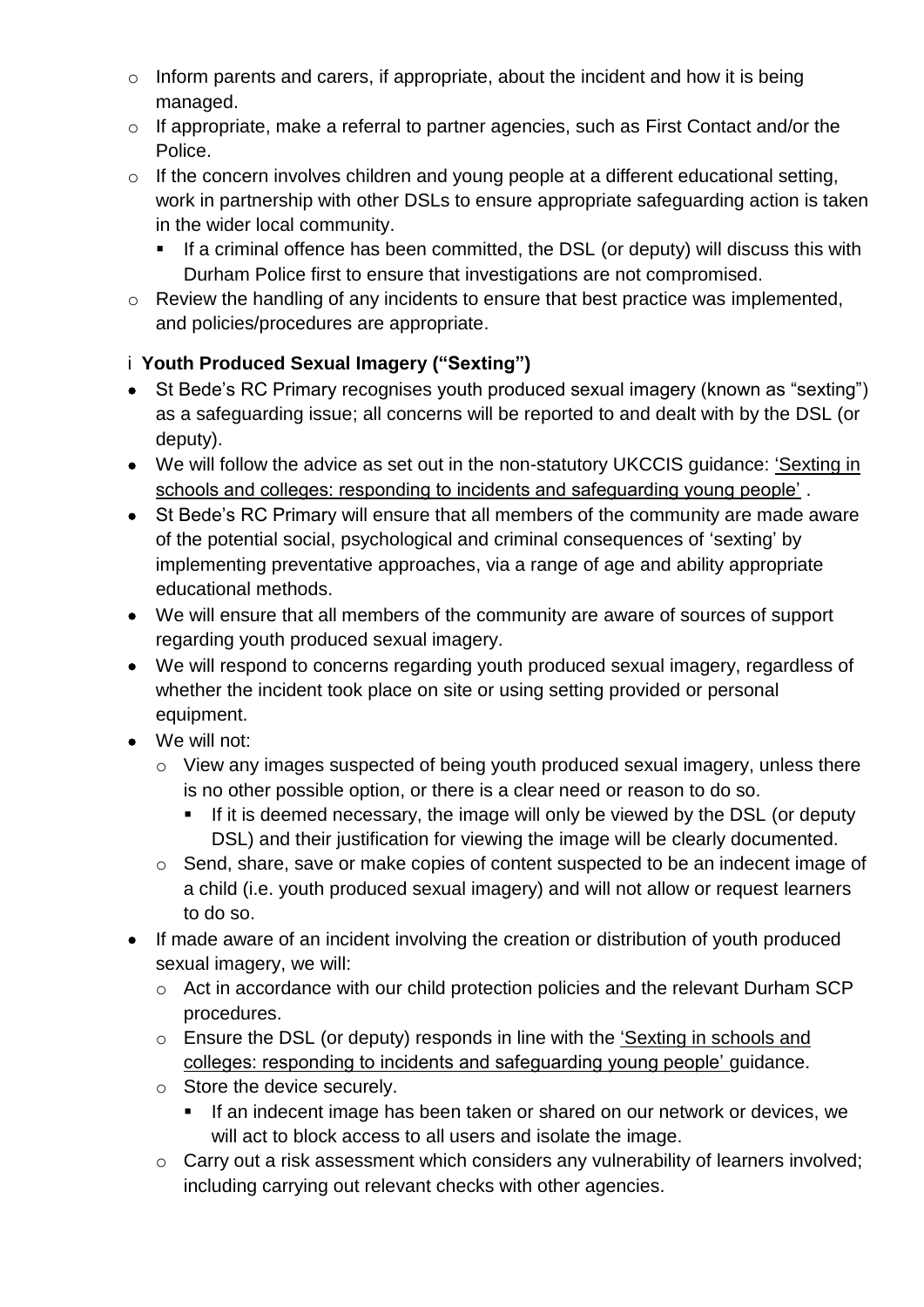- Inform parents and carers, if appropriate, about the incident and how it is being managed.
- If appropriate, make a referral to partner agencies, such as First Contact and/or the Police.
- If the concern involves children and young people at a different educational setting, work in partnership with other DSLs to ensure appropriate safeguarding action is taken in the wider local community.
  - If a criminal offence has been committed, the DSL (or deputy) will discuss this with Durham Police first to ensure that investigations are not compromised.
- Review the handling of any incidents to ensure that best practice was implemented, and policies/procedures are appropriate.

### i **Youth Produced Sexual Imagery ("Sexting")**

- St Bede's RC Primary recognises youth produced sexual imagery (known as "sexting") as a safeguarding issue; all concerns will be reported to and dealt with by the DSL (or deputy).
- We will follow the advice as set out in the non-statutory UKCCIS guidance: 'Sexting in schools and colleges: responding to incidents and safeguarding young people' .
- St Bede's RC Primary will ensure that all members of the community are made aware of the potential social, psychological and criminal consequences of 'sexting' by implementing preventative approaches, via a range of age and ability appropriate educational methods.
- We will ensure that all members of the community are aware of sources of support regarding youth produced sexual imagery.
- We will respond to concerns regarding youth produced sexual imagery, regardless of whether the incident took place on site or using setting provided or personal equipment.
- We will not:
  - View any images suspected of being youth produced sexual imagery, unless there is no other possible option, or there is a clear need or reason to do so.
    - If it is deemed necessary, the image will only be viewed by the DSL (or deputy DSL) and their justification for viewing the image will be clearly documented.
  - Send, share, save or make copies of content suspected to be an indecent image of a child (i.e. youth produced sexual imagery) and will not allow or request learners to do so.
- If made aware of an incident involving the creation or distribution of youth produced sexual imagery, we will:
  - Act in accordance with our child protection policies and the relevant Durham SCP procedures.
  - Ensure the DSL (or deputy) responds in line with the 'Sexting in schools and colleges: responding to incidents and safeguarding young people' guidance.
  - Store the device securely.
    - If an indecent image has been taken or shared on our network or devices, we will act to block access to all users and isolate the image.
  - Carry out a risk assessment which considers any vulnerability of learners involved; including carrying out relevant checks with other agencies.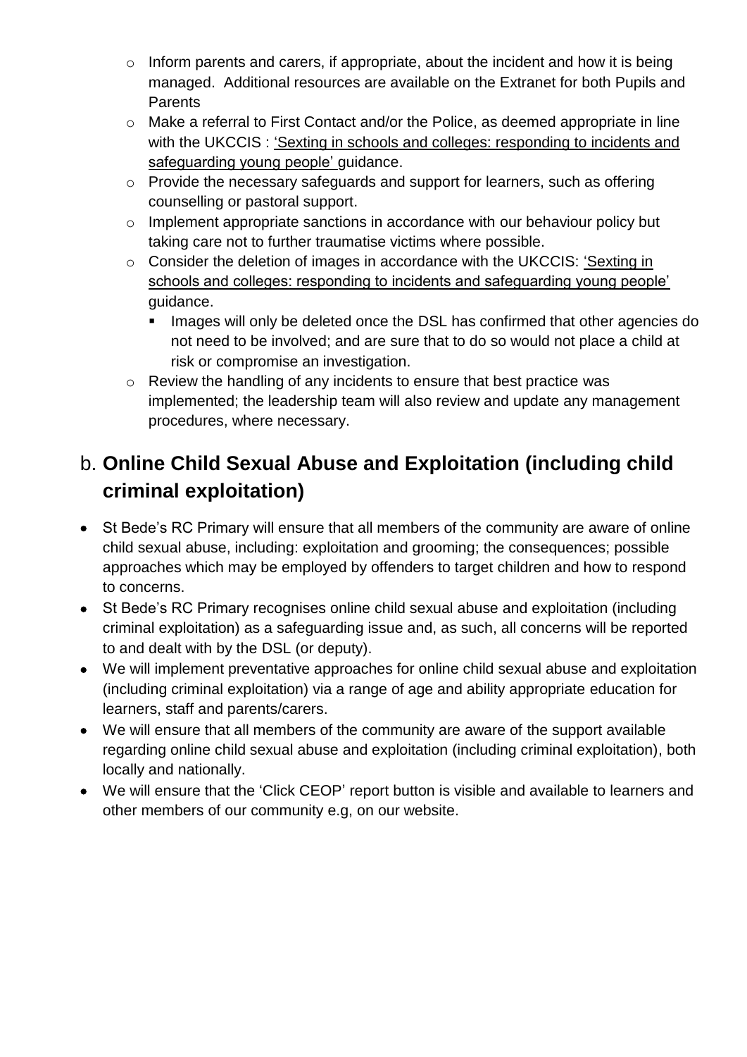- Inform parents and carers, if appropriate, about the incident and how it is being managed. Additional resources are available on the Extranet for both Pupils and Parents
    - Make a referral to First Contact and/or the Police, as deemed appropriate in line with the UKCCIS : 'Sexting in schools and colleges: responding to incidents and safeguarding young people' guidance.
    - Provide the necessary safeguards and support for learners, such as offering counselling or pastoral support.
    - Implement appropriate sanctions in accordance with our behaviour policy but taking care not to further traumatise victims where possible.
    - Consider the deletion of images in accordance with the UKCCIS: 'Sexting in schools and colleges: responding to incidents and safeguarding young people' guidance.
        - Images will only be deleted once the DSL has confirmed that other agencies do not need to be involved; and are sure that to do so would not place a child at risk or compromise an investigation.
    - Review the handling of any incidents to ensure that best practice was implemented; the leadership team will also review and update any management procedures, where necessary.

## b. **Online Child Sexual Abuse and Exploitation (including child criminal exploitation)**

- St Bede's RC Primary will ensure that all members of the community are aware of online child sexual abuse, including: exploitation and grooming; the consequences; possible approaches which may be employed by offenders to target children and how to respond to concerns.
- St Bede's RC Primary recognises online child sexual abuse and exploitation (including criminal exploitation) as a safeguarding issue and, as such, all concerns will be reported to and dealt with by the DSL (or deputy).
- We will implement preventative approaches for online child sexual abuse and exploitation (including criminal exploitation) via a range of age and ability appropriate education for learners, staff and parents/carers.
- We will ensure that all members of the community are aware of the support available regarding online child sexual abuse and exploitation (including criminal exploitation), both locally and nationally.
- We will ensure that the 'Click CEOP' report button is visible and available to learners and other members of our community e.g, on our website.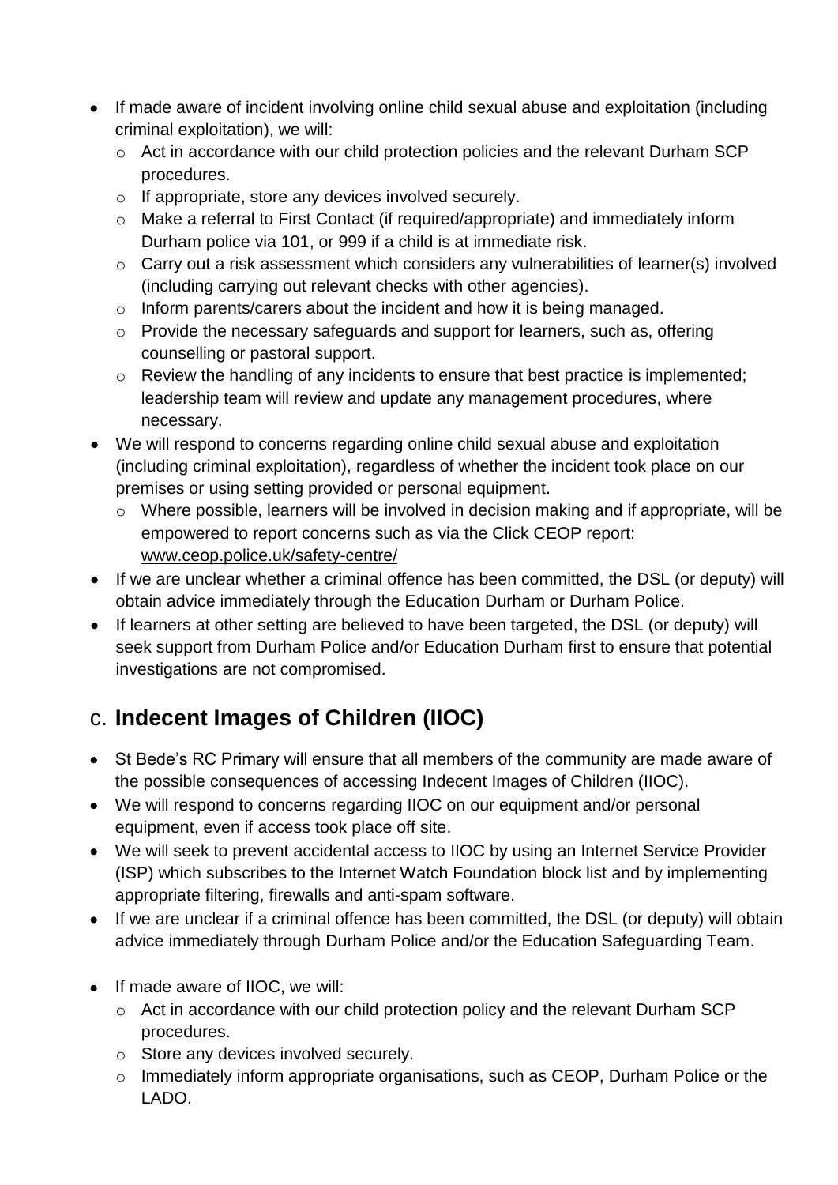- If made aware of incident involving online child sexual abuse and exploitation (including criminal exploitation), we will:
  - Act in accordance with our child protection policies and the relevant Durham SCP procedures.
  - If appropriate, store any devices involved securely.
  - Make a referral to First Contact (if required/appropriate) and immediately inform Durham police via 101, or 999 if a child is at immediate risk.
  - Carry out a risk assessment which considers any vulnerabilities of learner(s) involved (including carrying out relevant checks with other agencies).
  - Inform parents/carers about the incident and how it is being managed.
  - Provide the necessary safeguards and support for learners, such as, offering counselling or pastoral support.
  - Review the handling of any incidents to ensure that best practice is implemented; leadership team will review and update any management procedures, where necessary.
- We will respond to concerns regarding online child sexual abuse and exploitation (including criminal exploitation), regardless of whether the incident took place on our premises or using setting provided or personal equipment.
  - Where possible, learners will be involved in decision making and if appropriate, will be empowered to report concerns such as via the Click CEOP report: www.ceop.police.uk/safety-centre/
- If we are unclear whether a criminal offence has been committed, the DSL (or deputy) will obtain advice immediately through the Education Durham or Durham Police.
- If learners at other setting are believed to have been targeted, the DSL (or deputy) will seek support from Durham Police and/or Education Durham first to ensure that potential investigations are not compromised.

## c. **Indecent Images of Children (IIOC)**

- St Bede's RC Primary will ensure that all members of the community are made aware of the possible consequences of accessing Indecent Images of Children (IIOC).
- We will respond to concerns regarding IIOC on our equipment and/or personal equipment, even if access took place off site.
- We will seek to prevent accidental access to IIOC by using an Internet Service Provider (ISP) which subscribes to the Internet Watch Foundation block list and by implementing appropriate filtering, firewalls and anti-spam software.
- If we are unclear if a criminal offence has been committed, the DSL (or deputy) will obtain advice immediately through Durham Police and/or the Education Safeguarding Team.

- If made aware of IIOC, we will:
  - Act in accordance with our child protection policy and the relevant Durham SCP procedures.
  - Store any devices involved securely.
  - Immediately inform appropriate organisations, such as CEOP, Durham Police or the LADO.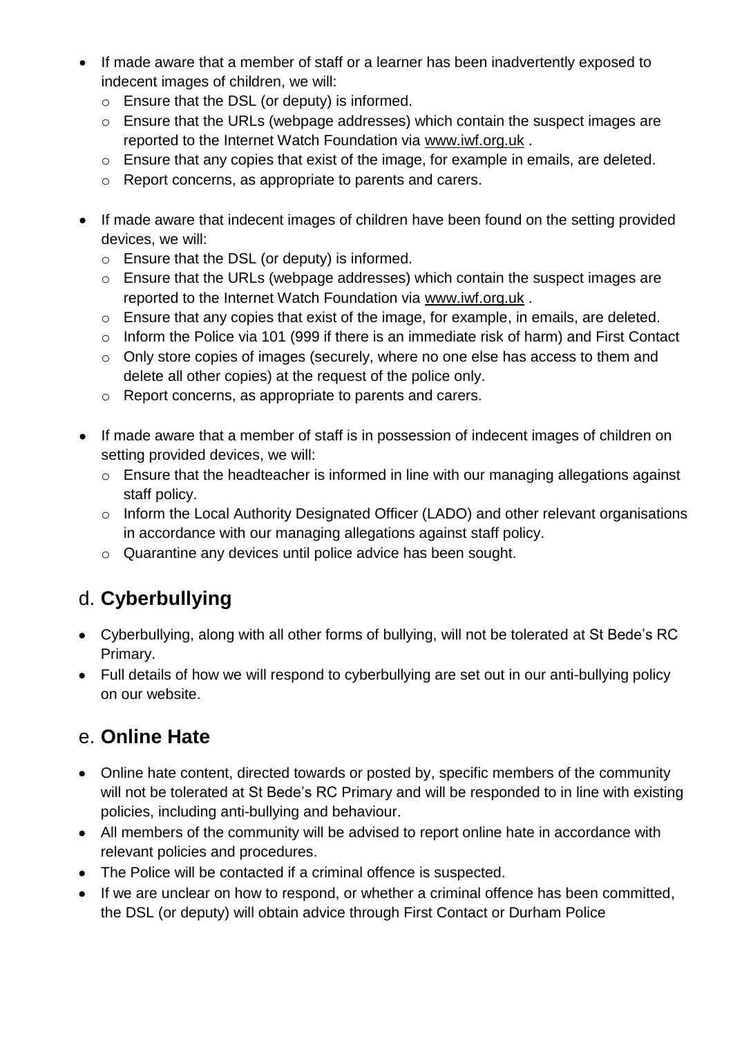- If made aware that a member of staff or a learner has been inadvertently exposed to indecent images of children, we will:
  - Ensure that the DSL (or deputy) is informed.
  - Ensure that the URLs (webpage addresses) which contain the suspect images are reported to the Internet Watch Foundation via www.iwf.org.uk .
  - Ensure that any copies that exist of the image, for example in emails, are deleted.
  - Report concerns, as appropriate to parents and carers.

- If made aware that indecent images of children have been found on the setting provided devices, we will:
  - Ensure that the DSL (or deputy) is informed.
  - Ensure that the URLs (webpage addresses) which contain the suspect images are reported to the Internet Watch Foundation via www.iwf.org.uk .
  - Ensure that any copies that exist of the image, for example, in emails, are deleted.
  - Inform the Police via 101 (999 if there is an immediate risk of harm) and First Contact
  - Only store copies of images (securely, where no one else has access to them and delete all other copies) at the request of the police only.
  - Report concerns, as appropriate to parents and carers.

- If made aware that a member of staff is in possession of indecent images of children on setting provided devices, we will:
  - Ensure that the headteacher is informed in line with our managing allegations against staff policy.
  - Inform the Local Authority Designated Officer (LADO) and other relevant organisations in accordance with our managing allegations against staff policy.
  - Quarantine any devices until police advice has been sought.

## d. **Cyberbullying**

- Cyberbullying, along with all other forms of bullying, will not be tolerated at St Bede's RC Primary.
- Full details of how we will respond to cyberbullying are set out in our anti-bullying policy on our website.

## e. **Online Hate**

- Online hate content, directed towards or posted by, specific members of the community will not be tolerated at St Bede's RC Primary and will be responded to in line with existing policies, including anti-bullying and behaviour.
- All members of the community will be advised to report online hate in accordance with relevant policies and procedures.
- The Police will be contacted if a criminal offence is suspected.
- If we are unclear on how to respond, or whether a criminal offence has been committed, the DSL (or deputy) will obtain advice through First Contact or Durham Police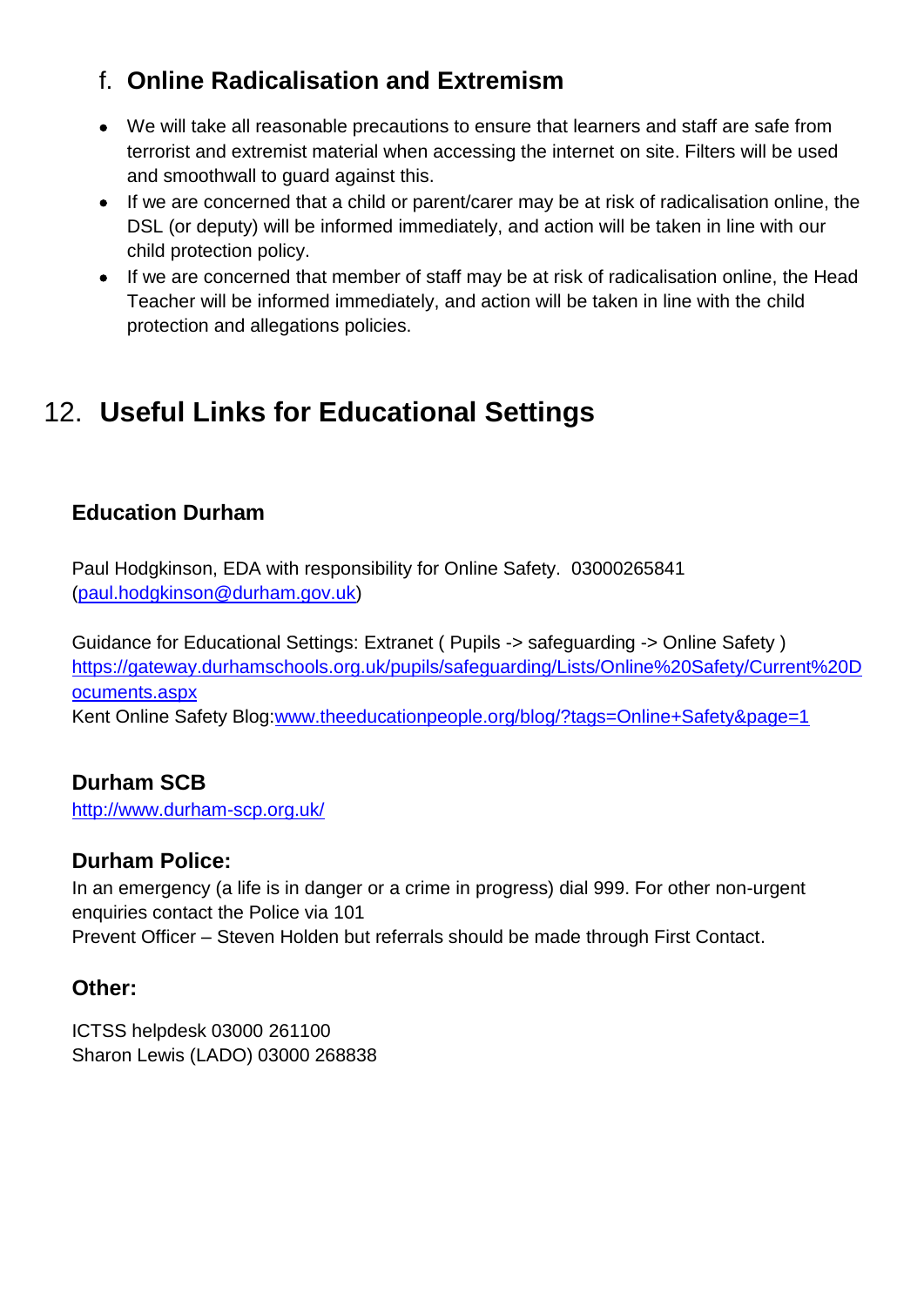### f. **Online Radicalisation and Extremism**

- We will take all reasonable precautions to ensure that learners and staff are safe from terrorist and extremist material when accessing the internet on site. Filters will be used and smoothwall to guard against this.
- If we are concerned that a child or parent/carer may be at risk of radicalisation online, the DSL (or deputy) will be informed immediately, and action will be taken in line with our child protection policy.
- If we are concerned that member of staff may be at risk of radicalisation online, the Head Teacher will be informed immediately, and action will be taken in line with the child protection and allegations policies.

## 12. **Useful Links for Educational Settings**

### Education Durham

Paul Hodgkinson, EDA with responsibility for Online Safety. 03000265841 ([paul.hodgkinson@durham.gov.uk](mailto:paul.hodgkinson@durham.gov.uk))

Guidance for Educational Settings: Extranet ( Pupils -> safeguarding -> Online Safety ) [https://gateway.durhamschools.org.uk/pupils/safeguarding/Lists/Online%20Safety/Current%20Documents.aspx](https://gateway.durhamschools.org.uk/pupils/safeguarding/Lists/Online%20Safety/Current%20Documents.aspx)
Kent Online Safety Blog:[www.theeducationpeople.org/blog/?tags=Online+Safety&page=1](www.theeducationpeople.org/blog/?tags=Online+Safety&page=1)

### Durham SCB

[http://www.durham-scp.org.uk/](http://www.durham-scp.org.uk/)

### Durham Police:

In an emergency (a life is in danger or a crime in progress) dial 999. For other non-urgent enquiries contact the Police via 101
Prevent Officer – Steven Holden but referrals should be made through First Contact.

### Other:

ICTSS helpdesk 03000 261100
Sharon Lewis (LADO) 03000 268838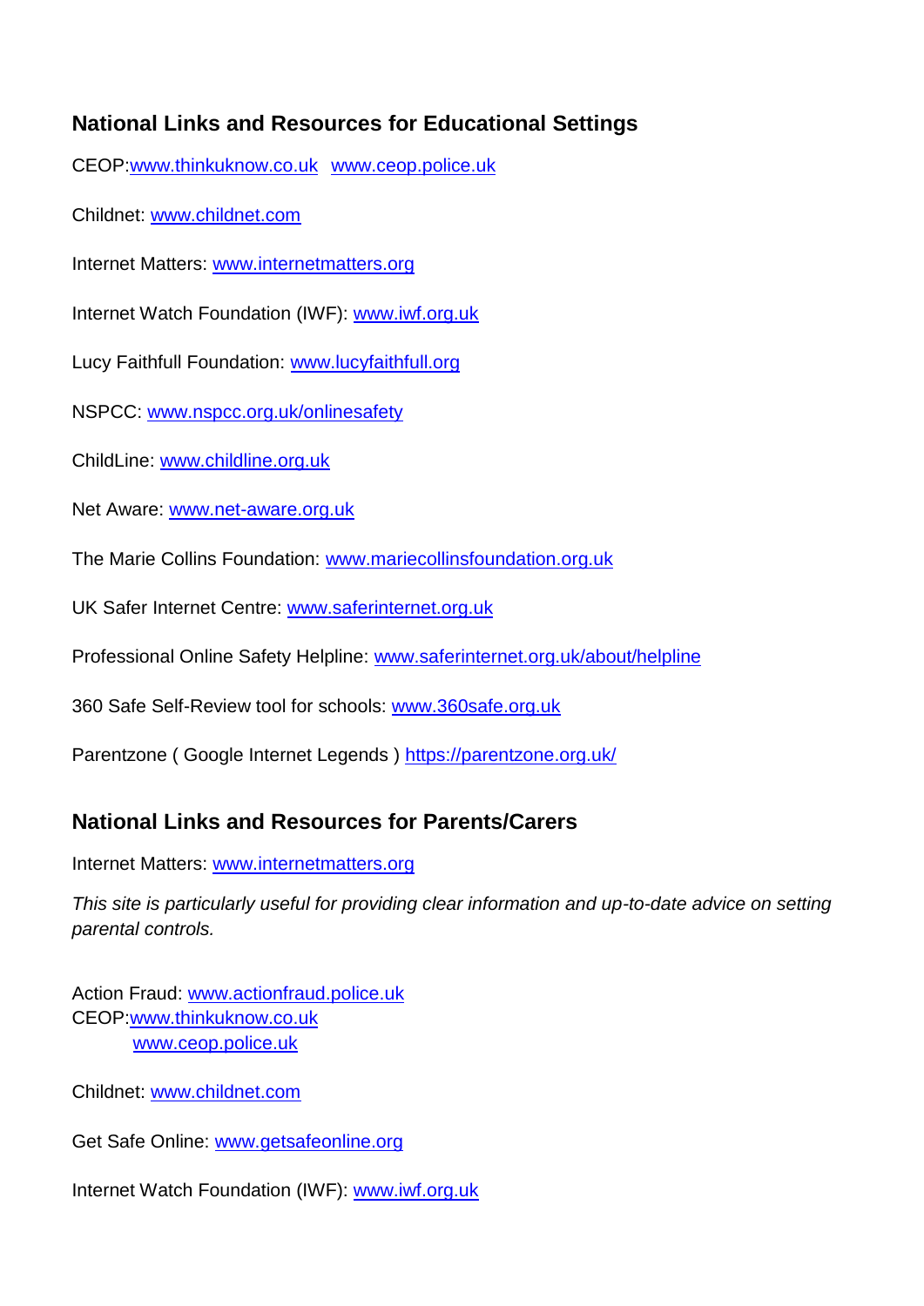## National Links and Resources for Educational Settings

CEOP:www.thinkuknow.co.uk  www.ceop.police.uk

Childnet: www.childnet.com

Internet Matters: www.internetmatters.org

Internet Watch Foundation (IWF): www.iwf.org.uk

Lucy Faithfull Foundation: www.lucyfaithfull.org

NSPCC: www.nspcc.org.uk/onlinesafety

ChildLine: www.childline.org.uk

Net Aware: www.net-aware.org.uk

The Marie Collins Foundation: www.mariecollinsfoundation.org.uk

UK Safer Internet Centre: www.saferinternet.org.uk

Professional Online Safety Helpline: www.saferinternet.org.uk/about/helpline

360 Safe Self-Review tool for schools: www.360safe.org.uk

Parentzone ( Google Internet Legends ) https://parentzone.org.uk/

## National Links and Resources for Parents/Carers

Internet Matters: www.internetmatters.org

*This site is particularly useful for providing clear information and up-to-date advice on setting parental controls.*

Action Fraud: www.actionfraud.police.uk
CEOP:www.thinkuknow.co.uk
www.ceop.police.uk

Childnet: www.childnet.com

Get Safe Online: www.getsafeonline.org

Internet Watch Foundation (IWF): www.iwf.org.uk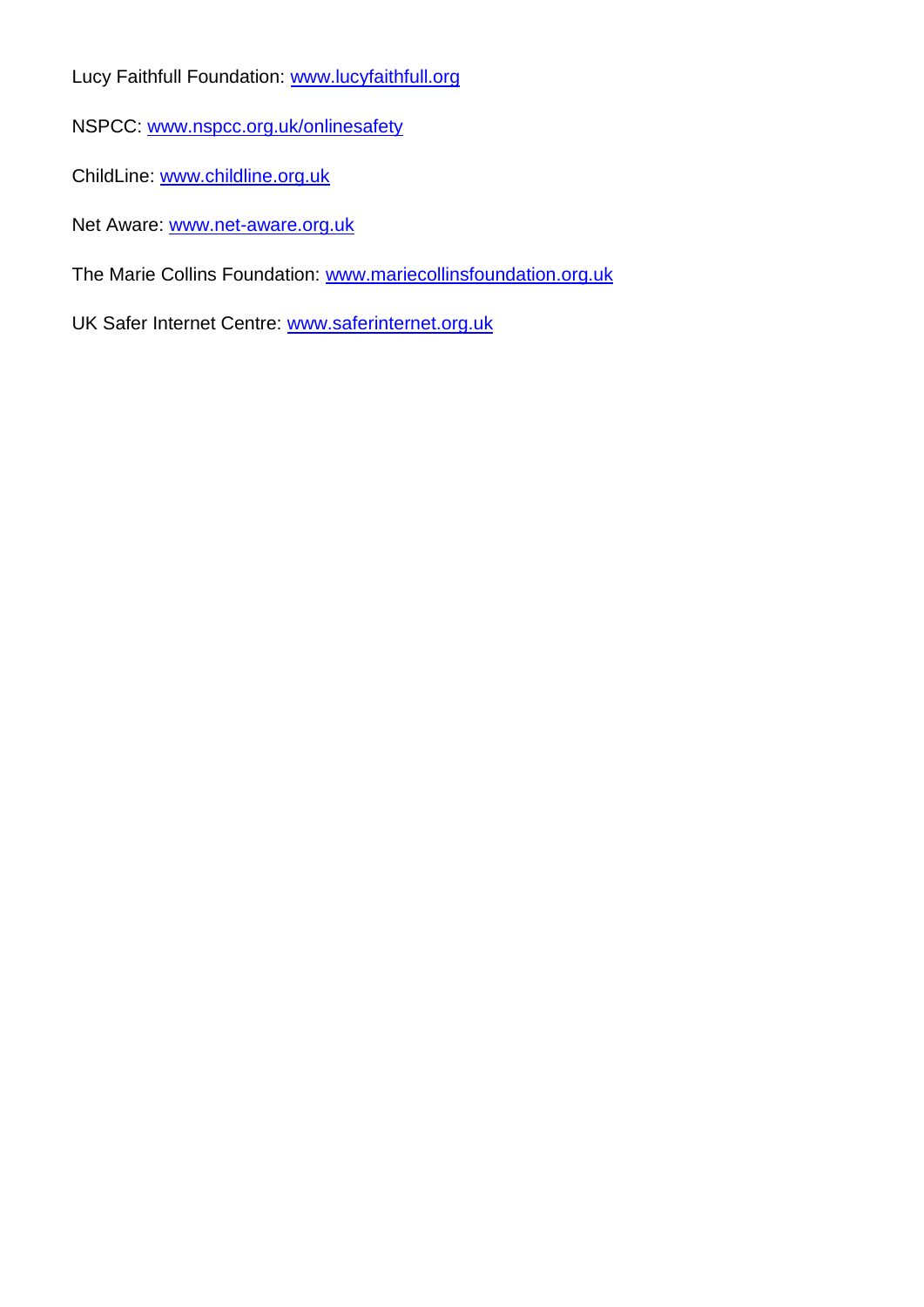Lucy Faithfull Foundation: www.lucyfaithfull.org

NSPCC: www.nspcc.org.uk/onlinesafety

ChildLine: www.childline.org.uk

Net Aware: www.net-aware.org.uk

The Marie Collins Foundation: www.mariecollinsfoundation.org.uk

UK Safer Internet Centre: www.saferinternet.org.uk